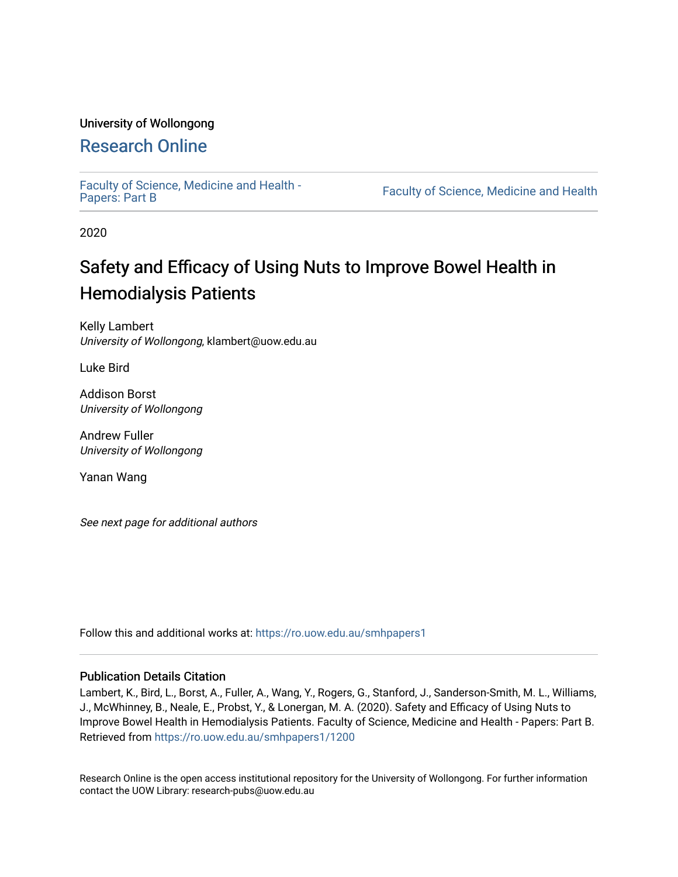University of Wollongong

# Research Online

Faculty of Science, Medicine and Health - Papers: Part B

Faculty of Science, Medicine and Health

2020

# Safety and Efficacy of Using Nuts to Improve Bowel Health in Hemodialysis Patients

Kelly Lambert
*University of Wollongong*, klambert@uow.edu.au

Luke Bird

Addison Borst
*University of Wollongong*

Andrew Fuller
*University of Wollongong*

Yanan Wang

*See next page for additional authors*

Follow this and additional works at: https://ro.uow.edu.au/smhpapers1

## Publication Details Citation

Lambert, K., Bird, L., Borst, A., Fuller, A., Wang, Y., Rogers, G., Stanford, J., Sanderson-Smith, M. L., Williams, J., McWhinney, B., Neale, E., Probst, Y., & Lonergan, M. A. (2020). Safety and Efficacy of Using Nuts to Improve Bowel Health in Hemodialysis Patients. Faculty of Science, Medicine and Health - Papers: Part B. Retrieved from https://ro.uow.edu.au/smhpapers1/1200

Research Online is the open access institutional repository for the University of Wollongong. For further information contact the UOW Library: research-pubs@uow.edu.au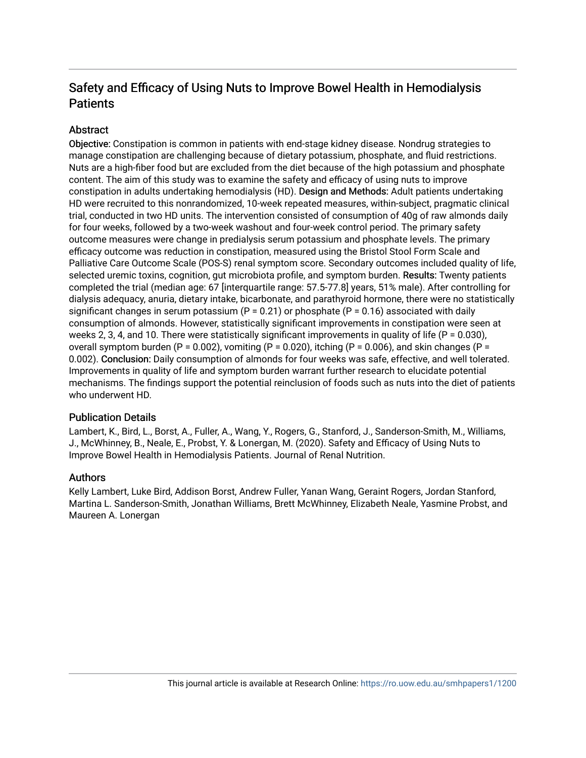# Safety and Efficacy of Using Nuts to Improve Bowel Health in Hemodialysis Patients

## Abstract

**Objective:** Constipation is common in patients with end-stage kidney disease. Nondrug strategies to manage constipation are challenging because of dietary potassium, phosphate, and fluid restrictions. Nuts are a high-fiber food but are excluded from the diet because of the high potassium and phosphate content. The aim of this study was to examine the safety and efficacy of using nuts to improve constipation in adults undertaking hemodialysis (HD). **Design and Methods:** Adult patients undertaking HD were recruited to this nonrandomized, 10-week repeated measures, within-subject, pragmatic clinical trial, conducted in two HD units. The intervention consisted of consumption of 40g of raw almonds daily for four weeks, followed by a two-week washout and four-week control period. The primary safety outcome measures were change in predialysis serum potassium and phosphate levels. The primary efficacy outcome was reduction in constipation, measured using the Bristol Stool Form Scale and Palliative Care Outcome Scale (POS-S) renal symptom score. Secondary outcomes included quality of life, selected uremic toxins, cognition, gut microbiota profile, and symptom burden. **Results:** Twenty patients completed the trial (median age: 67 [interquartile range: 57.5-77.8] years, 51% male). After controlling for dialysis adequacy, anuria, dietary intake, bicarbonate, and parathyroid hormone, there were no statistically significant changes in serum potassium ($P = 0.21$) or phosphate ($P = 0.16$) associated with daily consumption of almonds. However, statistically significant improvements in constipation were seen at weeks 2, 3, 4, and 10. There were statistically significant improvements in quality of life ($P = 0.030$), overall symptom burden ($P = 0.002$), vomiting ($P = 0.020$), itching ($P = 0.006$), and skin changes ($P = 0.002$). **Conclusion:** Daily consumption of almonds for four weeks was safe, effective, and well tolerated. Improvements in quality of life and symptom burden warrant further research to elucidate potential mechanisms. The findings support the potential reinclusion of foods such as nuts into the diet of patients who underwent HD.

## Publication Details

Lambert, K., Bird, L., Borst, A., Fuller, A., Wang, Y., Rogers, G., Stanford, J., Sanderson-Smith, M., Williams, J., McWhinney, B., Neale, E., Probst, Y. & Lonergan, M. (2020). Safety and Efficacy of Using Nuts to Improve Bowel Health in Hemodialysis Patients. Journal of Renal Nutrition.

## Authors

Kelly Lambert, Luke Bird, Addison Borst, Andrew Fuller, Yanan Wang, Geraint Rogers, Jordan Stanford, Martina L. Sanderson-Smith, Jonathan Williams, Brett McWhinney, Elizabeth Neale, Yasmine Probst, and Maureen A. Lonergan

This journal article is available at Research Online: https://ro.uow.edu.au/smhpapers1/1200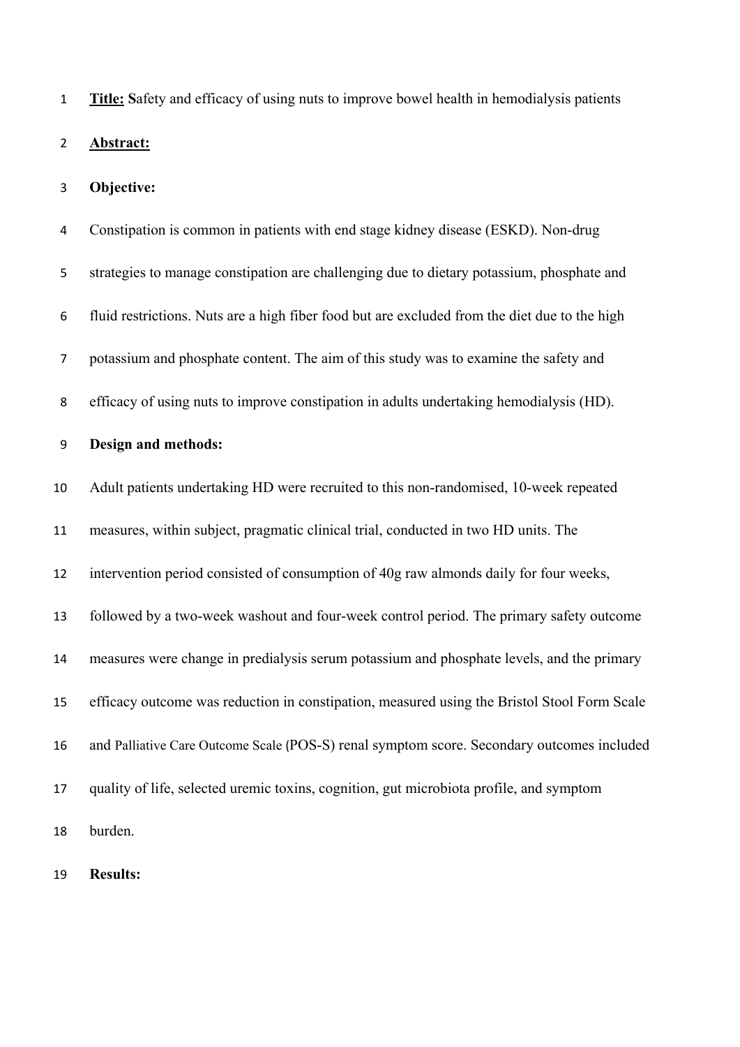**Title:** Safety and efficacy of using nuts to improve bowel health in hemodialysis patients

## Abstract:

### Objective:

Constipation is common in patients with end stage kidney disease (ESKD). Non-drug strategies to manage constipation are challenging due to dietary potassium, phosphate and fluid restrictions. Nuts are a high fiber food but are excluded from the diet due to the high potassium and phosphate content. The aim of this study was to examine the safety and efficacy of using nuts to improve constipation in adults undertaking hemodialysis (HD).

### Design and methods:

Adult patients undertaking HD were recruited to this non-randomised, 10-week repeated measures, within subject, pragmatic clinical trial, conducted in two HD units. The intervention period consisted of consumption of 40g raw almonds daily for four weeks, followed by a two-week washout and four-week control period. The primary safety outcome measures were change in predialysis serum potassium and phosphate levels, and the primary efficacy outcome was reduction in constipation, measured using the Bristol Stool Form Scale and Palliative Care Outcome Scale (POS-S) renal symptom score. Secondary outcomes included quality of life, selected uremic toxins, cognition, gut microbiota profile, and symptom burden.

### Results: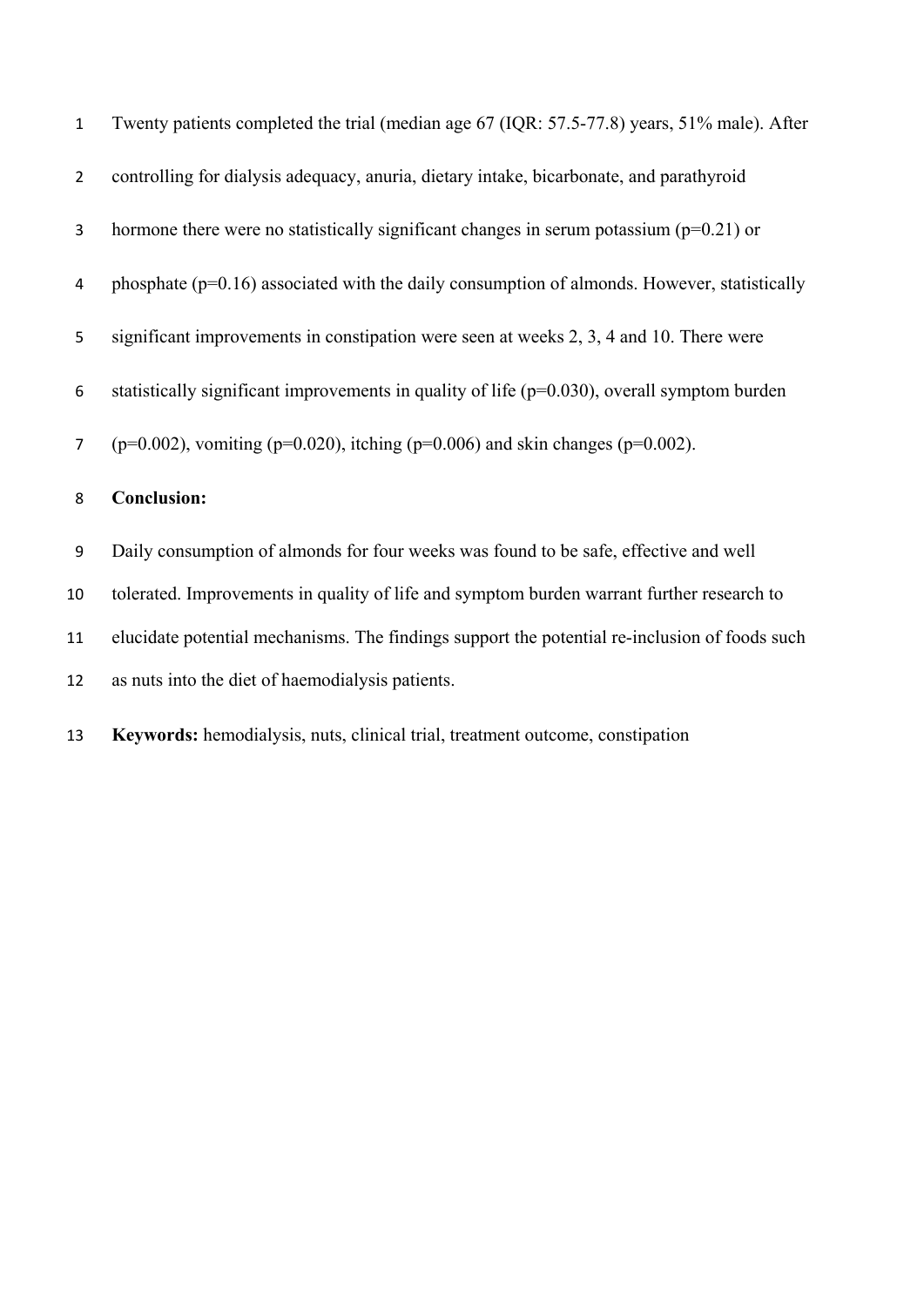Twenty patients completed the trial (median age 67 (IQR: 57.5-77.8) years, 51% male). After controlling for dialysis adequacy, anuria, dietary intake, bicarbonate, and parathyroid hormone there were no statistically significant changes in serum potassium ($p=0.21$) or phosphate ($p=0.16$) associated with the daily consumption of almonds. However, statistically significant improvements in constipation were seen at weeks 2, 3, 4 and 10. There were statistically significant improvements in quality of life ($p=0.030$), overall symptom burden ($p=0.002$), vomiting ($p=0.020$), itching ($p=0.006$) and skin changes ($p=0.002$).

**Conclusion:**

Daily consumption of almonds for four weeks was found to be safe, effective and well tolerated. Improvements in quality of life and symptom burden warrant further research to elucidate potential mechanisms. The findings support the potential re-inclusion of foods such as nuts into the diet of haemodialysis patients.

**Keywords:** hemodialysis, nuts, clinical trial, treatment outcome, constipation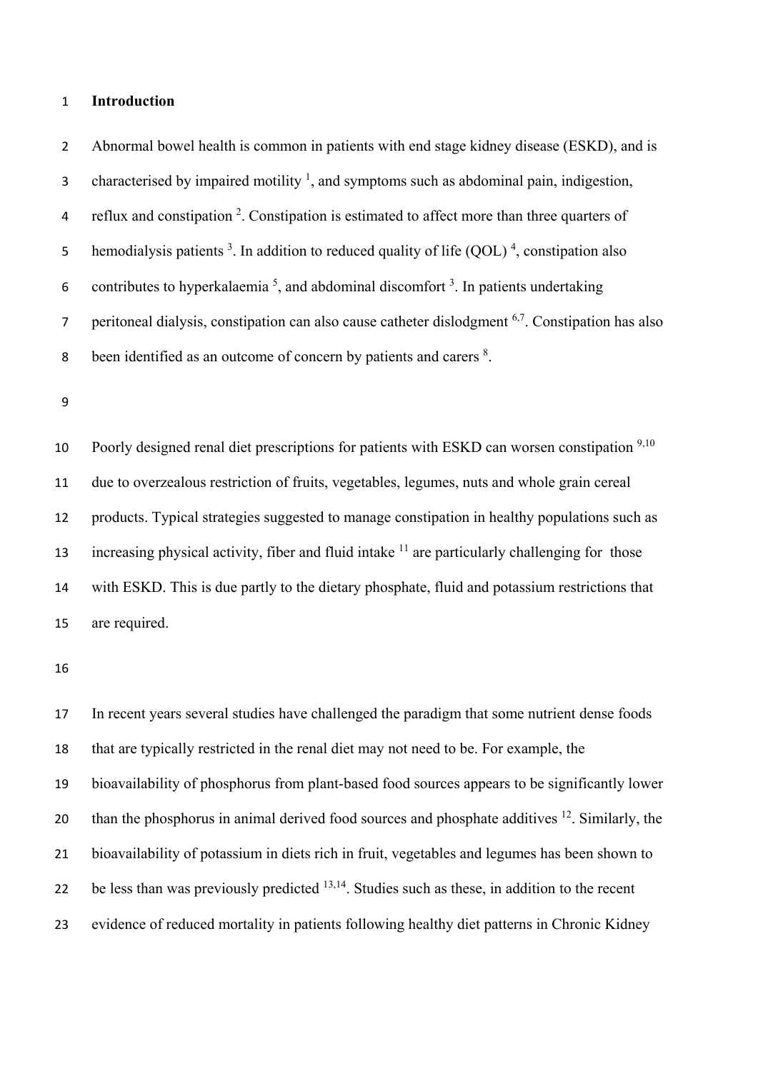## Introduction

Abnormal bowel health is common in patients with end stage kidney disease (ESKD), and is characterised by impaired motility [1], and symptoms such as abdominal pain, indigestion, reflux and constipation [2]. Constipation is estimated to affect more than three quarters of hemodialysis patients [3]. In addition to reduced quality of life (QOL) [4], constipation also contributes to hyperkalaemia [5], and abdominal discomfort [3]. In patients undertaking peritoneal dialysis, constipation can also cause catheter dislodgment [6,7]. Constipation has also been identified as an outcome of concern by patients and carers [8].

Poorly designed renal diet prescriptions for patients with ESKD can worsen constipation [9,10] due to overzealous restriction of fruits, vegetables, legumes, nuts and whole grain cereal products. Typical strategies suggested to manage constipation in healthy populations such as increasing physical activity, fiber and fluid intake [11] are particularly challenging for those with ESKD. This is due partly to the dietary phosphate, fluid and potassium restrictions that are required.

In recent years several studies have challenged the paradigm that some nutrient dense foods that are typically restricted in the renal diet may not need to be. For example, the bioavailability of phosphorus from plant-based food sources appears to be significantly lower than the phosphorus in animal derived food sources and phosphate additives [12]. Similarly, the bioavailability of potassium in diets rich in fruit, vegetables and legumes has been shown to be less than was previously predicted [13,14]. Studies such as these, in addition to the recent evidence of reduced mortality in patients following healthy diet patterns in Chronic Kidney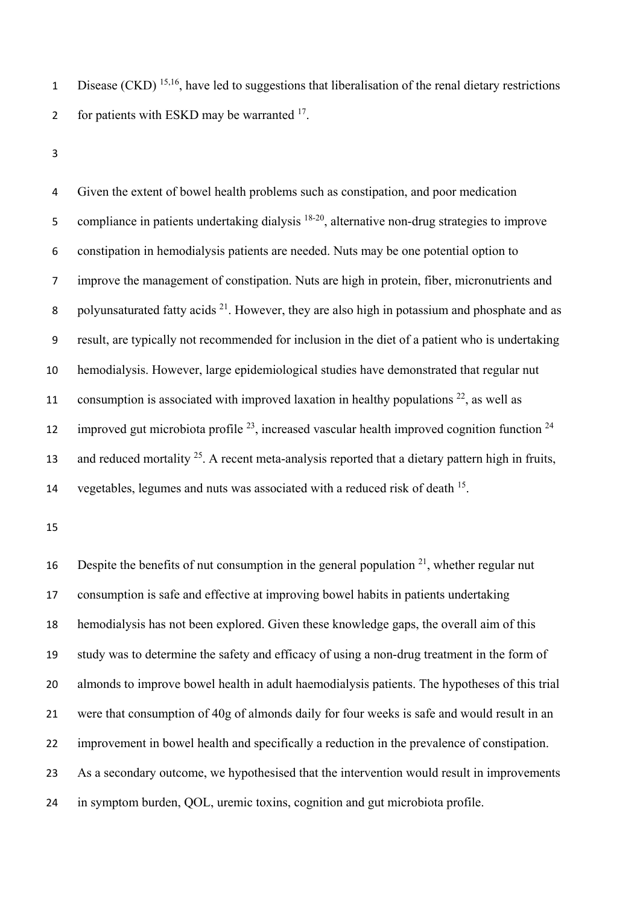Disease (CKD) [15,16], have led to suggestions that liberalisation of the renal dietary restrictions for patients with ESKD may be warranted [17].

Given the extent of bowel health problems such as constipation, and poor medication compliance in patients undertaking dialysis [18-20], alternative non-drug strategies to improve constipation in hemodialysis patients are needed. Nuts may be one potential option to improve the management of constipation. Nuts are high in protein, fiber, micronutrients and polyunsaturated fatty acids [21]. However, they are also high in potassium and phosphate and as result, are typically not recommended for inclusion in the diet of a patient who is undertaking hemodialysis. However, large epidemiological studies have demonstrated that regular nut consumption is associated with improved laxation in healthy populations [22], as well as improved gut microbiota profile [23], increased vascular health improved cognition function [24] and reduced mortality [25]. A recent meta-analysis reported that a dietary pattern high in fruits, vegetables, legumes and nuts was associated with a reduced risk of death [15].

Despite the benefits of nut consumption in the general population [21], whether regular nut consumption is safe and effective at improving bowel habits in patients undertaking hemodialysis has not been explored. Given these knowledge gaps, the overall aim of this study was to determine the safety and efficacy of using a non-drug treatment in the form of almonds to improve bowel health in adult haemodialysis patients. The hypotheses of this trial were that consumption of 40g of almonds daily for four weeks is safe and would result in an improvement in bowel health and specifically a reduction in the prevalence of constipation. As a secondary outcome, we hypothesised that the intervention would result in improvements in symptom burden, QOL, uremic toxins, cognition and gut microbiota profile.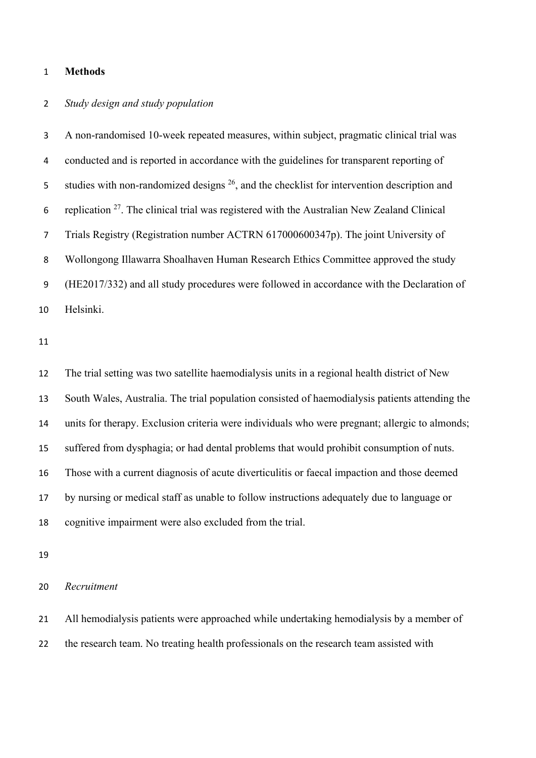## Methods

*Study design and study population*

A non-randomised 10-week repeated measures, within subject, pragmatic clinical trial was conducted and is reported in accordance with the guidelines for transparent reporting of studies with non-randomized designs [26], and the checklist for intervention description and replication [27]. The clinical trial was registered with the Australian New Zealand Clinical Trials Registry (Registration number ACTRN 617000600347p). The joint University of Wollongong Illawarra Shoalhaven Human Research Ethics Committee approved the study (HE2017/332) and all study procedures were followed in accordance with the Declaration of Helsinki.

The trial setting was two satellite haemodialysis units in a regional health district of New South Wales, Australia. The trial population consisted of haemodialysis patients attending the units for therapy. Exclusion criteria were individuals who were pregnant; allergic to almonds; suffered from dysphagia; or had dental problems that would prohibit consumption of nuts. Those with a current diagnosis of acute diverticulitis or faecal impaction and those deemed by nursing or medical staff as unable to follow instructions adequately due to language or cognitive impairment were also excluded from the trial.

*Recruitment*

All hemodialysis patients were approached while undertaking hemodialysis by a member of the research team. No treating health professionals on the research team assisted with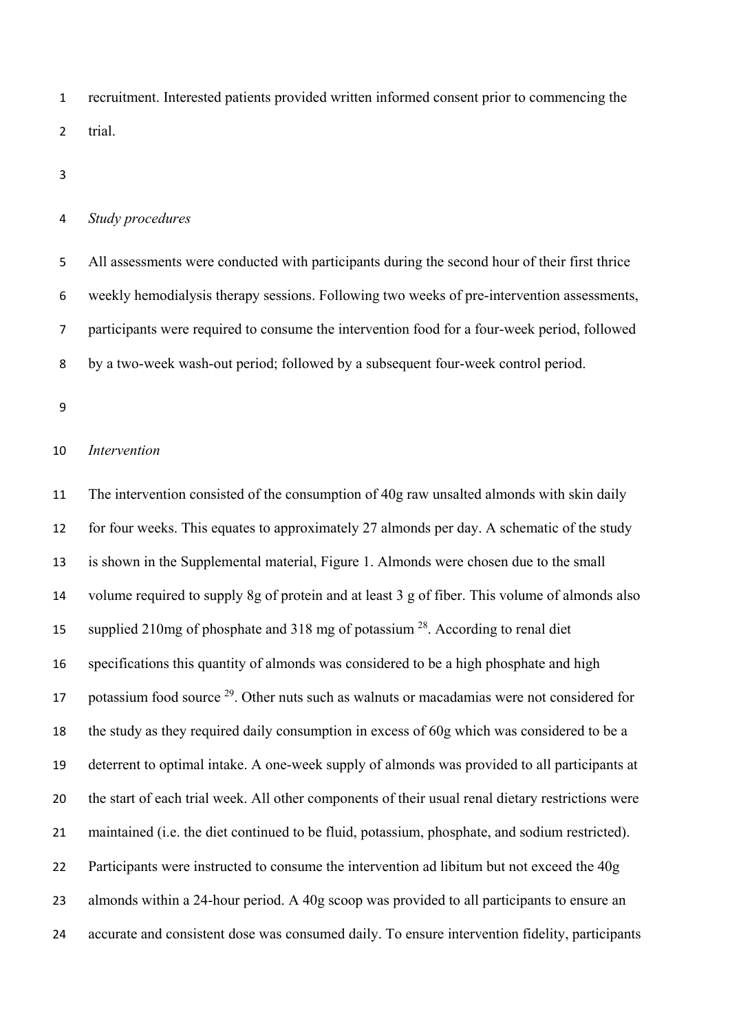recruitment. Interested patients provided written informed consent prior to commencing the trial.

*Study procedures*

All assessments were conducted with participants during the second hour of their first thrice weekly hemodialysis therapy sessions. Following two weeks of pre-intervention assessments, participants were required to consume the intervention food for a four-week period, followed by a two-week wash-out period; followed by a subsequent four-week control period.

*Intervention*

The intervention consisted of the consumption of 40g raw unsalted almonds with skin daily for four weeks. This equates to approximately 27 almonds per day. A schematic of the study is shown in the Supplemental material, Figure 1. Almonds were chosen due to the small volume required to supply 8g of protein and at least 3 g of fiber. This volume of almonds also supplied 210mg of phosphate and 318 mg of potassium [28]. According to renal diet specifications this quantity of almonds was considered to be a high phosphate and high potassium food source [29]. Other nuts such as walnuts or macadamias were not considered for the study as they required daily consumption in excess of 60g which was considered to be a deterrent to optimal intake. A one-week supply of almonds was provided to all participants at the start of each trial week. All other components of their usual renal dietary restrictions were maintained (i.e. the diet continued to be fluid, potassium, phosphate, and sodium restricted). Participants were instructed to consume the intervention ad libitum but not exceed the 40g almonds within a 24-hour period. A 40g scoop was provided to all participants to ensure an accurate and consistent dose was consumed daily. To ensure intervention fidelity, participants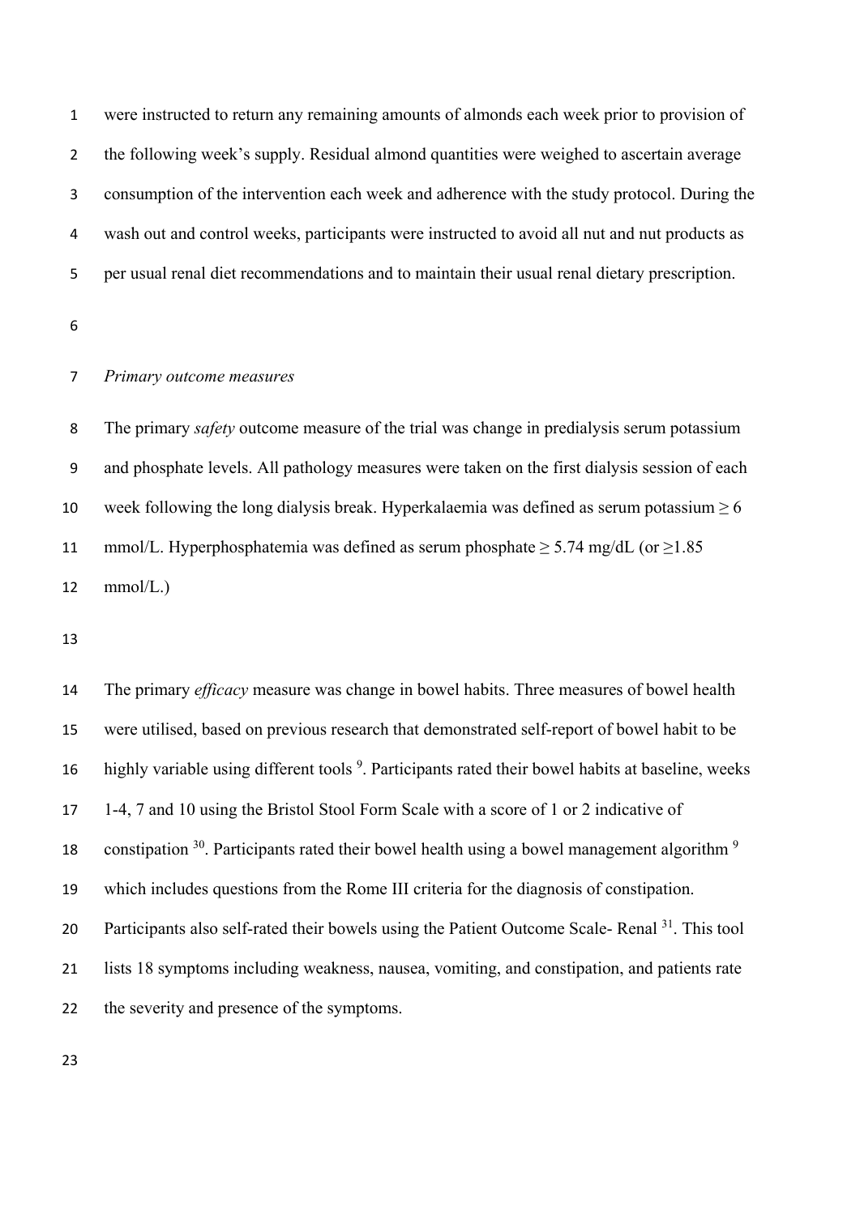were instructed to return any remaining amounts of almonds each week prior to provision of the following week's supply. Residual almond quantities were weighed to ascertain average consumption of the intervention each week and adherence with the study protocol. During the wash out and control weeks, participants were instructed to avoid all nut and nut products as per usual renal diet recommendations and to maintain their usual renal dietary prescription.

*Primary outcome measures*

The primary *safety* outcome measure of the trial was change in predialysis serum potassium and phosphate levels. All pathology measures were taken on the first dialysis session of each week following the long dialysis break. Hyperkalaemia was defined as serum potassium ≥ 6 mmol/L. Hyperphosphatemia was defined as serum phosphate ≥ 5.74 mg/dL (or ≥1.85 mmol/L.)

The primary *efficacy* measure was change in bowel habits. Three measures of bowel health were utilised, based on previous research that demonstrated self-report of bowel habit to be highly variable using different tools [9]. Participants rated their bowel habits at baseline, weeks 1-4, 7 and 10 using the Bristol Stool Form Scale with a score of 1 or 2 indicative of constipation [30]. Participants rated their bowel health using a bowel management algorithm [9] which includes questions from the Rome III criteria for the diagnosis of constipation. Participants also self-rated their bowels using the Patient Outcome Scale- Renal [31]. This tool lists 18 symptoms including weakness, nausea, vomiting, and constipation, and patients rate the severity and presence of the symptoms.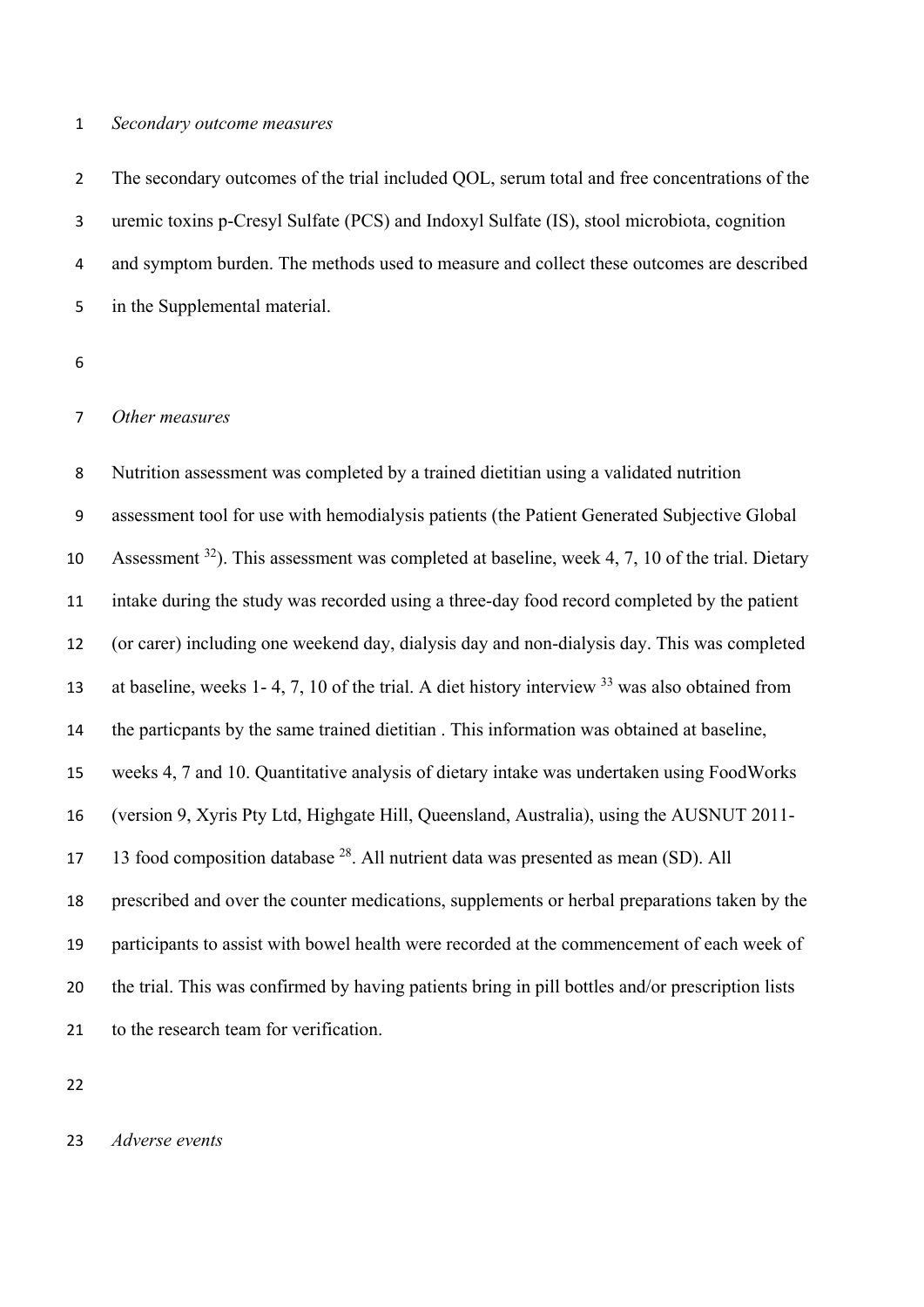*Secondary outcome measures*

The secondary outcomes of the trial included QOL, serum total and free concentrations of the uremic toxins p-Cresyl Sulfate (PCS) and Indoxyl Sulfate (IS), stool microbiota, cognition and symptom burden. The methods used to measure and collect these outcomes are described in the Supplemental material.

*Other measures*

Nutrition assessment was completed by a trained dietitian using a validated nutrition assessment tool for use with hemodialysis patients (the Patient Generated Subjective Global Assessment [32]). This assessment was completed at baseline, week 4, 7, 10 of the trial. Dietary intake during the study was recorded using a three-day food record completed by the patient (or carer) including one weekend day, dialysis day and non-dialysis day. This was completed at baseline, weeks 1- 4, 7, 10 of the trial. A diet history interview [33] was also obtained from the particpants by the same trained dietitian . This information was obtained at baseline, weeks 4, 7 and 10. Quantitative analysis of dietary intake was undertaken using FoodWorks (version 9, Xyris Pty Ltd, Highgate Hill, Queensland, Australia), using the AUSNUT 2011-13 food composition database [28]. All nutrient data was presented as mean (SD). All prescribed and over the counter medications, supplements or herbal preparations taken by the participants to assist with bowel health were recorded at the commencement of each week of the trial. This was confirmed by having patients bring in pill bottles and/or prescription lists to the research team for verification.

*Adverse events*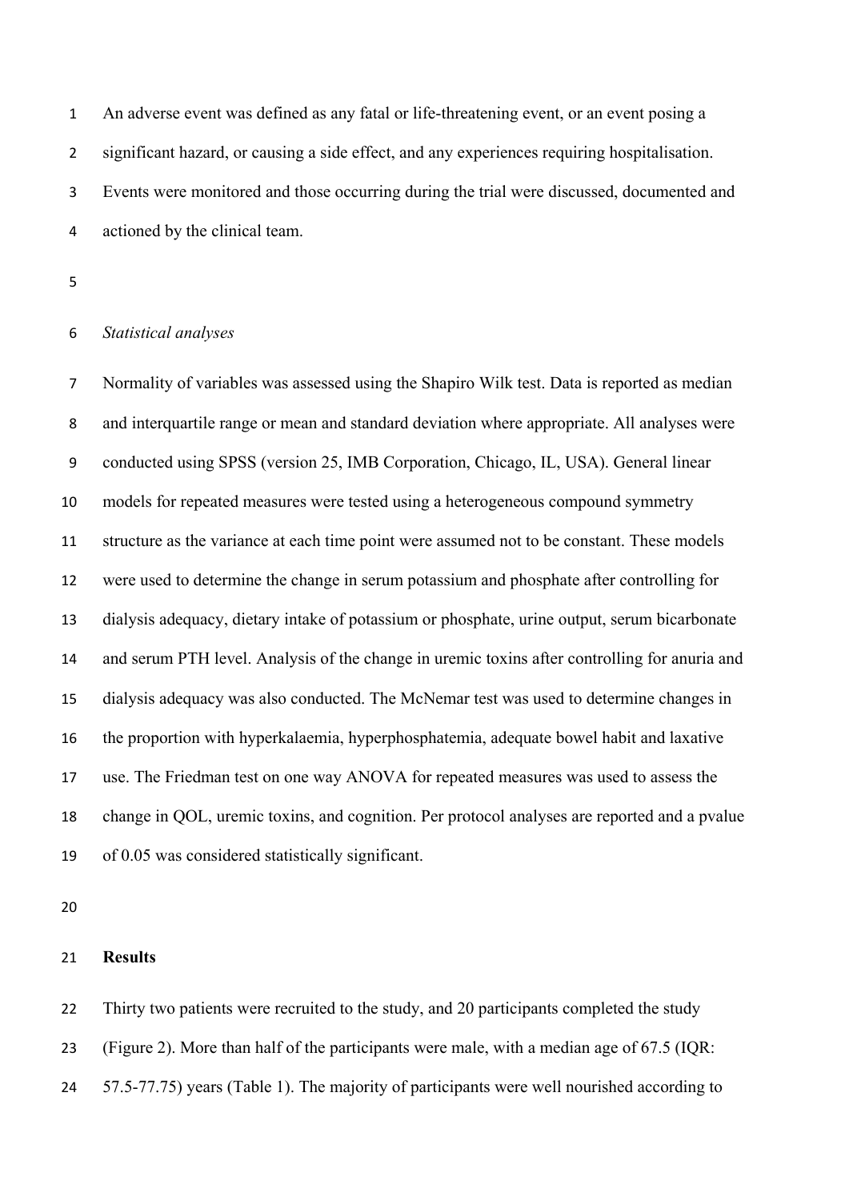An adverse event was defined as any fatal or life-threatening event, or an event posing a significant hazard, or causing a side effect, and any experiences requiring hospitalisation. Events were monitored and those occurring during the trial were discussed, documented and actioned by the clinical team.

*Statistical analyses*

Normality of variables was assessed using the Shapiro Wilk test. Data is reported as median and interquartile range or mean and standard deviation where appropriate. All analyses were conducted using SPSS (version 25, IMB Corporation, Chicago, IL, USA). General linear models for repeated measures were tested using a heterogeneous compound symmetry structure as the variance at each time point were assumed not to be constant. These models were used to determine the change in serum potassium and phosphate after controlling for dialysis adequacy, dietary intake of potassium or phosphate, urine output, serum bicarbonate and serum PTH level. Analysis of the change in uremic toxins after controlling for anuria and dialysis adequacy was also conducted. The McNemar test was used to determine changes in the proportion with hyperkalaemia, hyperphosphatemia, adequate bowel habit and laxative use. The Friedman test on one way ANOVA for repeated measures was used to assess the change in QOL, uremic toxins, and cognition. Per protocol analyses are reported and a pvalue of 0.05 was considered statistically significant.

## Results

Thirty two patients were recruited to the study, and 20 participants completed the study (Figure 2). More than half of the participants were male, with a median age of 67.5 (IQR: 57.5-77.75) years (Table 1). The majority of participants were well nourished according to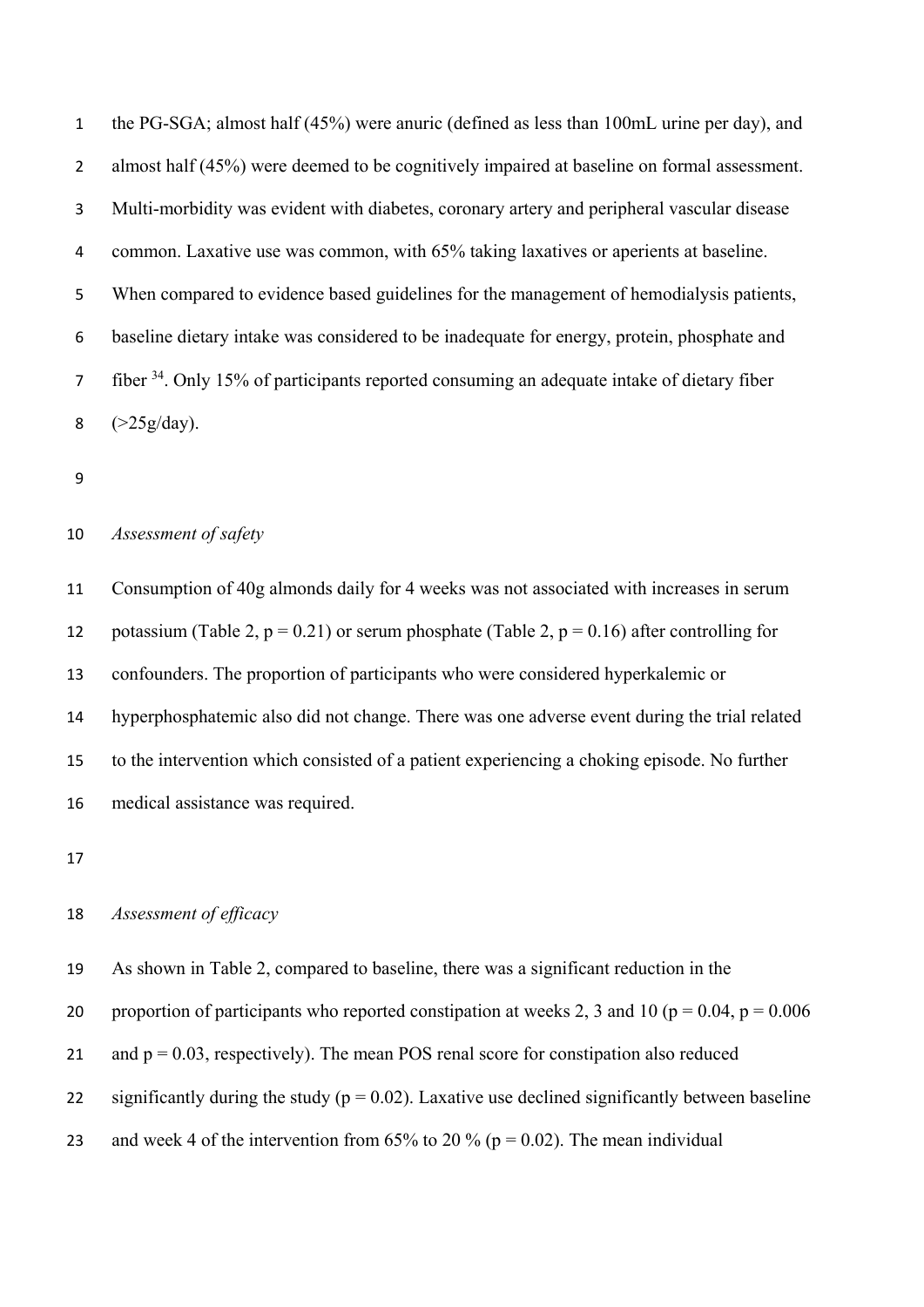the PG-SGA; almost half (45%) were anuric (defined as less than 100mL urine per day), and almost half (45%) were deemed to be cognitively impaired at baseline on formal assessment. Multi-morbidity was evident with diabetes, coronary artery and peripheral vascular disease common. Laxative use was common, with 65% taking laxatives or aperients at baseline. When compared to evidence based guidelines for the management of hemodialysis patients, baseline dietary intake was considered to be inadequate for energy, protein, phosphate and fiber [34]. Only 15% of participants reported consuming an adequate intake of dietary fiber (>25g/day).

*Assessment of safety*

Consumption of 40g almonds daily for 4 weeks was not associated with increases in serum potassium (Table 2, $p = 0.21$) or serum phosphate (Table 2, $p = 0.16$) after controlling for confounders. The proportion of participants who were considered hyperkalemic or hyperphosphatemic also did not change. There was one adverse event during the trial related to the intervention which consisted of a patient experiencing a choking episode. No further medical assistance was required.

*Assessment of efficacy*

As shown in Table 2, compared to baseline, there was a significant reduction in the proportion of participants who reported constipation at weeks 2, 3 and 10 ($p = 0.04$, $p = 0.006$ and $p = 0.03$, respectively). The mean POS renal score for constipation also reduced significantly during the study ($p = 0.02$). Laxative use declined significantly between baseline and week 4 of the intervention from 65% to 20 % ($p = 0.02$). The mean individual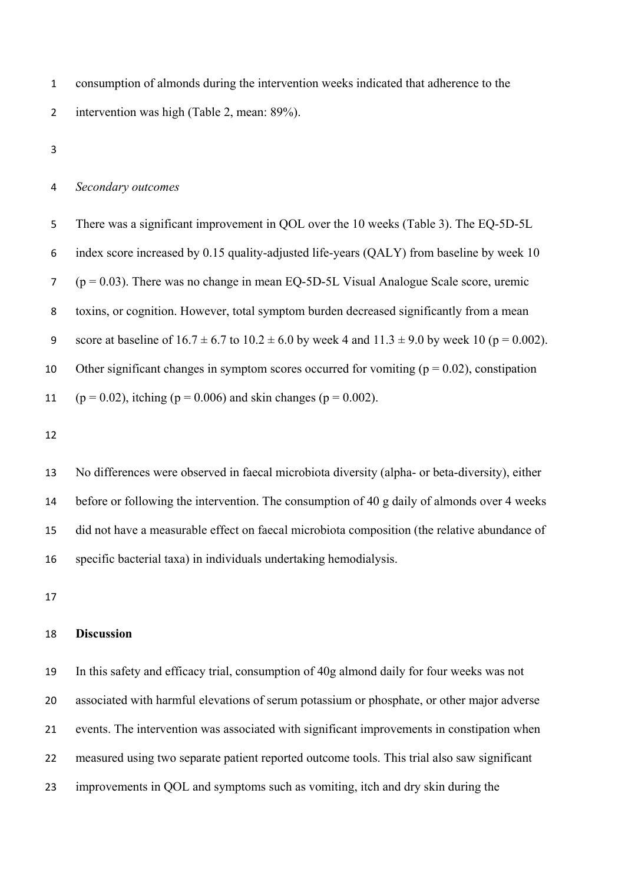consumption of almonds during the intervention weeks indicated that adherence to the intervention was high (Table 2, mean: 89%).

*Secondary outcomes*

There was a significant improvement in QOL over the 10 weeks (Table 3). The EQ-5D-5L index score increased by 0.15 quality-adjusted life-years (QALY) from baseline by week 10 ($p = 0.03$). There was no change in mean EQ-5D-5L Visual Analogue Scale score, uremic toxins, or cognition. However, total symptom burden decreased significantly from a mean score at baseline of $16.7 \pm 6.7$ to $10.2 \pm 6.0$ by week 4 and $11.3 \pm 9.0$ by week 10 ($p = 0.002$). Other significant changes in symptom scores occurred for vomiting ($p = 0.02$), constipation ($p = 0.02$), itching ($p = 0.006$) and skin changes ($p = 0.002$).

No differences were observed in faecal microbiota diversity (alpha- or beta-diversity), either before or following the intervention. The consumption of 40 g daily of almonds over 4 weeks did not have a measurable effect on faecal microbiota composition (the relative abundance of specific bacterial taxa) in individuals undertaking hemodialysis.

**Discussion**

In this safety and efficacy trial, consumption of 40g almond daily for four weeks was not associated with harmful elevations of serum potassium or phosphate, or other major adverse events. The intervention was associated with significant improvements in constipation when measured using two separate patient reported outcome tools. This trial also saw significant improvements in QOL and symptoms such as vomiting, itch and dry skin during the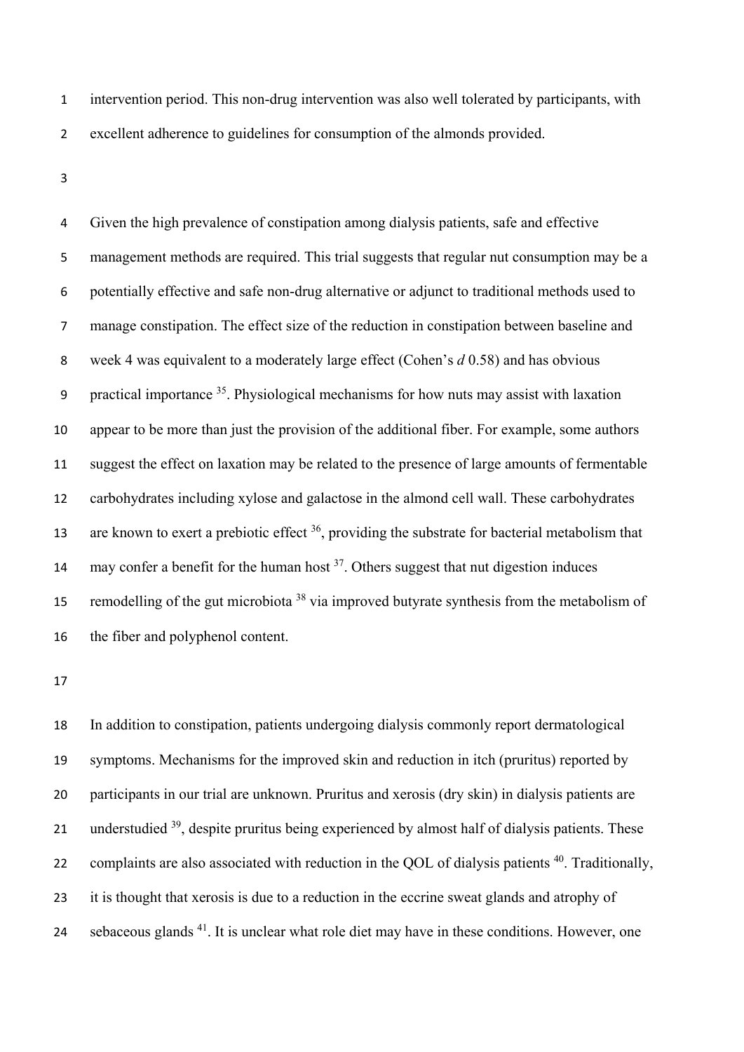intervention period. This non-drug intervention was also well tolerated by participants, with excellent adherence to guidelines for consumption of the almonds provided.

Given the high prevalence of constipation among dialysis patients, safe and effective management methods are required. This trial suggests that regular nut consumption may be a potentially effective and safe non-drug alternative or adjunct to traditional methods used to manage constipation. The effect size of the reduction in constipation between baseline and week 4 was equivalent to a moderately large effect (Cohen's *d* 0.58) and has obvious practical importance [35]. Physiological mechanisms for how nuts may assist with laxation appear to be more than just the provision of the additional fiber. For example, some authors suggest the effect on laxation may be related to the presence of large amounts of fermentable carbohydrates including xylose and galactose in the almond cell wall. These carbohydrates are known to exert a prebiotic effect [36], providing the substrate for bacterial metabolism that may confer a benefit for the human host [37]. Others suggest that nut digestion induces remodelling of the gut microbiota [38] via improved butyrate synthesis from the metabolism of the fiber and polyphenol content.

In addition to constipation, patients undergoing dialysis commonly report dermatological symptoms. Mechanisms for the improved skin and reduction in itch (pruritus) reported by participants in our trial are unknown. Pruritus and xerosis (dry skin) in dialysis patients are understudied [39], despite pruritus being experienced by almost half of dialysis patients. These complaints are also associated with reduction in the QOL of dialysis patients [40]. Traditionally, it is thought that xerosis is due to a reduction in the eccrine sweat glands and atrophy of sebaceous glands [41]. It is unclear what role diet may have in these conditions. However, one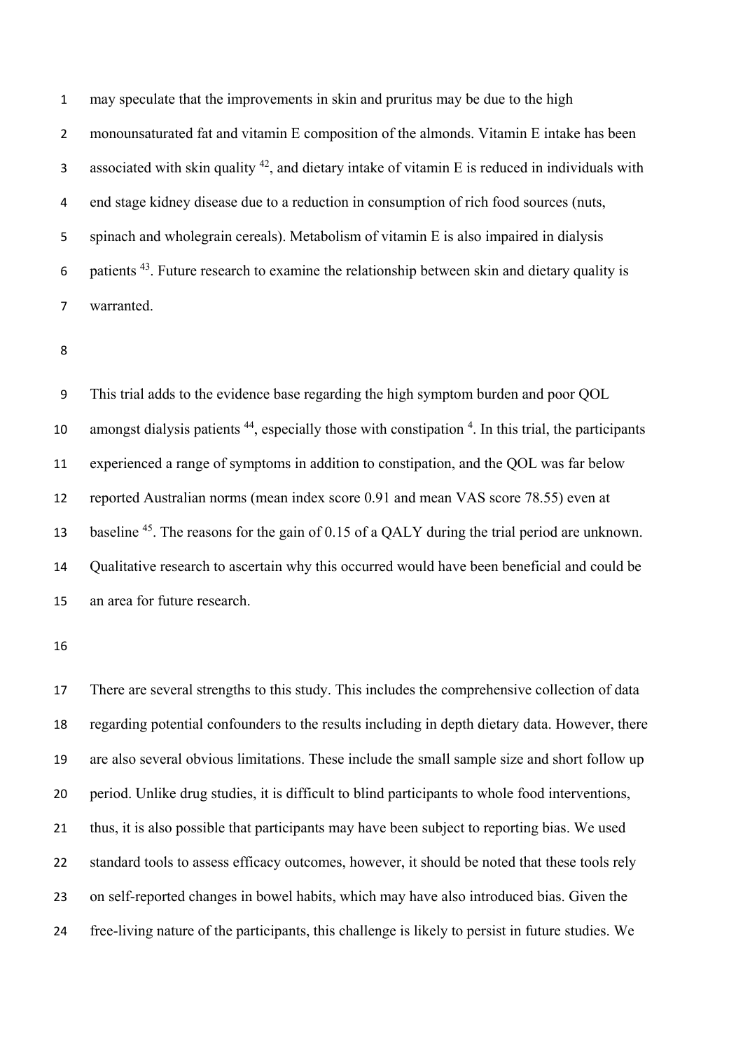may speculate that the improvements in skin and pruritus may be due to the high monounsaturated fat and vitamin E composition of the almonds. Vitamin E intake has been associated with skin quality [42], and dietary intake of vitamin E is reduced in individuals with end stage kidney disease due to a reduction in consumption of rich food sources (nuts, spinach and wholegrain cereals). Metabolism of vitamin E is also impaired in dialysis patients [43]. Future research to examine the relationship between skin and dietary quality is warranted.

This trial adds to the evidence base regarding the high symptom burden and poor QOL amongst dialysis patients [44], especially those with constipation [4]. In this trial, the participants experienced a range of symptoms in addition to constipation, and the QOL was far below reported Australian norms (mean index score 0.91 and mean VAS score 78.55) even at baseline [45]. The reasons for the gain of 0.15 of a QALY during the trial period are unknown. Qualitative research to ascertain why this occurred would have been beneficial and could be an area for future research.

There are several strengths to this study. This includes the comprehensive collection of data regarding potential confounders to the results including in depth dietary data. However, there are also several obvious limitations. These include the small sample size and short follow up period. Unlike drug studies, it is difficult to blind participants to whole food interventions, thus, it is also possible that participants may have been subject to reporting bias. We used standard tools to assess efficacy outcomes, however, it should be noted that these tools rely on self-reported changes in bowel habits, which may have also introduced bias. Given the free-living nature of the participants, this challenge is likely to persist in future studies. We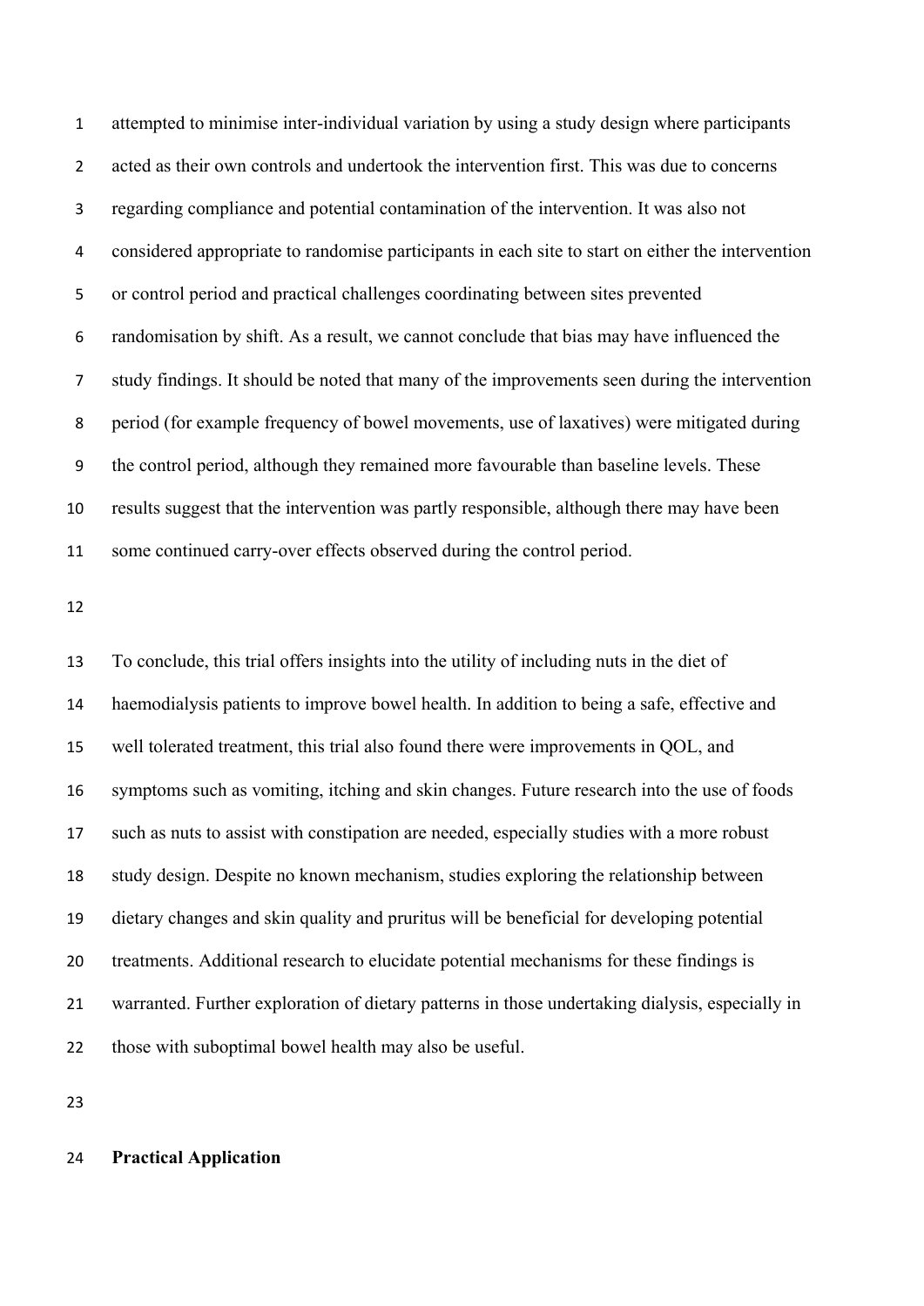attempted to minimise inter-individual variation by using a study design where participants acted as their own controls and undertook the intervention first. This was due to concerns regarding compliance and potential contamination of the intervention. It was also not considered appropriate to randomise participants in each site to start on either the intervention or control period and practical challenges coordinating between sites prevented randomisation by shift. As a result, we cannot conclude that bias may have influenced the study findings. It should be noted that many of the improvements seen during the intervention period (for example frequency of bowel movements, use of laxatives) were mitigated during the control period, although they remained more favourable than baseline levels. These results suggest that the intervention was partly responsible, although there may have been some continued carry-over effects observed during the control period.

To conclude, this trial offers insights into the utility of including nuts in the diet of haemodialysis patients to improve bowel health. In addition to being a safe, effective and well tolerated treatment, this trial also found there were improvements in QOL, and symptoms such as vomiting, itching and skin changes. Future research into the use of foods such as nuts to assist with constipation are needed, especially studies with a more robust study design. Despite no known mechanism, studies exploring the relationship between dietary changes and skin quality and pruritus will be beneficial for developing potential treatments. Additional research to elucidate potential mechanisms for these findings is warranted. Further exploration of dietary patterns in those undertaking dialysis, especially in those with suboptimal bowel health may also be useful.

**Practical Application**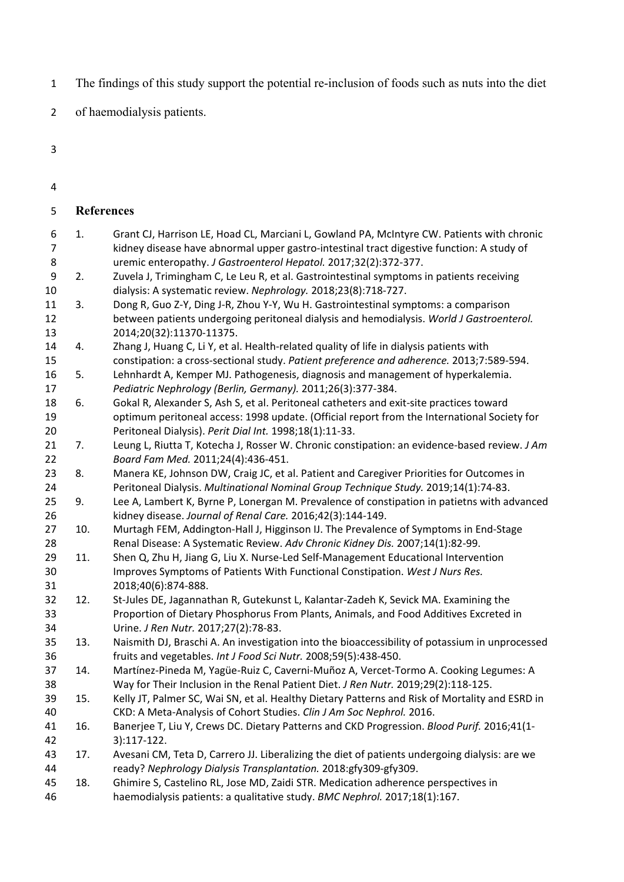The findings of this study support the potential re-inclusion of foods such as nuts into the diet of haemodialysis patients.

## References

1. Grant CJ, Harrison LE, Hoad CL, Marciani L, Gowland PA, McIntyre CW. Patients with chronic kidney disease have abnormal upper gastro-intestinal tract digestive function: A study of uremic enteropathy. *J Gastroenterol Hepatol.* 2017;32(2):372-377.
2. Zuvela J, Trimingham C, Le Leu R, et al. Gastrointestinal symptoms in patients receiving dialysis: A systematic review. *Nephrology.* 2018;23(8):718-727.
3. Dong R, Guo Z-Y, Ding J-R, Zhou Y-Y, Wu H. Gastrointestinal symptoms: a comparison between patients undergoing peritoneal dialysis and hemodialysis. *World J Gastroenterol.* 2014;20(32):11370-11375.
4. Zhang J, Huang C, Li Y, et al. Health-related quality of life in dialysis patients with constipation: a cross-sectional study. *Patient preference and adherence.* 2013;7:589-594.
5. Lehnhardt A, Kemper MJ. Pathogenesis, diagnosis and management of hyperkalemia. *Pediatric Nephrology (Berlin, Germany).* 2011;26(3):377-384.
6. Gokal R, Alexander S, Ash S, et al. Peritoneal catheters and exit-site practices toward optimum peritoneal access: 1998 update. (Official report from the International Society for Peritoneal Dialysis). *Perit Dial Int.* 1998;18(1):11-33.
7. Leung L, Riutta T, Kotecha J, Rosser W. Chronic constipation: an evidence-based review. *J Am Board Fam Med.* 2011;24(4):436-451.
8. Manera KE, Johnson DW, Craig JC, et al. Patient and Caregiver Priorities for Outcomes in Peritoneal Dialysis. *Multinational Nominal Group Technique Study.* 2019;14(1):74-83.
9. Lee A, Lambert K, Byrne P, Lonergan M. Prevalence of constipation in patietns with advanced kidney disease. *Journal of Renal Care.* 2016;42(3):144-149.
10. Murtagh FEM, Addington-Hall J, Higginson IJ. The Prevalence of Symptoms in End-Stage Renal Disease: A Systematic Review. *Adv Chronic Kidney Dis.* 2007;14(1):82-99.
11. Shen Q, Zhu H, Jiang G, Liu X. Nurse-Led Self-Management Educational Intervention Improves Symptoms of Patients With Functional Constipation. *West J Nurs Res.* 2018;40(6):874-888.
12. St-Jules DE, Jagannathan R, Gutekunst L, Kalantar-Zadeh K, Sevick MA. Examining the Proportion of Dietary Phosphorus From Plants, Animals, and Food Additives Excreted in Urine. *J Ren Nutr.* 2017;27(2):78-83.
13. Naismith DJ, Braschi A. An investigation into the bioaccessibility of potassium in unprocessed fruits and vegetables. *Int J Food Sci Nutr.* 2008;59(5):438-450.
14. Martínez-Pineda M, Yagüe-Ruiz C, Caverni-Muñoz A, Vercet-Tormo A. Cooking Legumes: A Way for Their Inclusion in the Renal Patient Diet. *J Ren Nutr.* 2019;29(2):118-125.
15. Kelly JT, Palmer SC, Wai SN, et al. Healthy Dietary Patterns and Risk of Mortality and ESRD in CKD: A Meta-Analysis of Cohort Studies. *Clin J Am Soc Nephrol.* 2016.
16. Banerjee T, Liu Y, Crews DC. Dietary Patterns and CKD Progression. *Blood Purif.* 2016;41(1-3):117-122.
17. Avesani CM, Teta D, Carrero JJ. Liberalizing the diet of patients undergoing dialysis: are we ready? *Nephrology Dialysis Transplantation.* 2018:gfy309-gfy309.
18. Ghimire S, Castelino RL, Jose MD, Zaidi STR. Medication adherence perspectives in haemodialysis patients: a qualitative study. *BMC Nephrol.* 2017;18(1):167.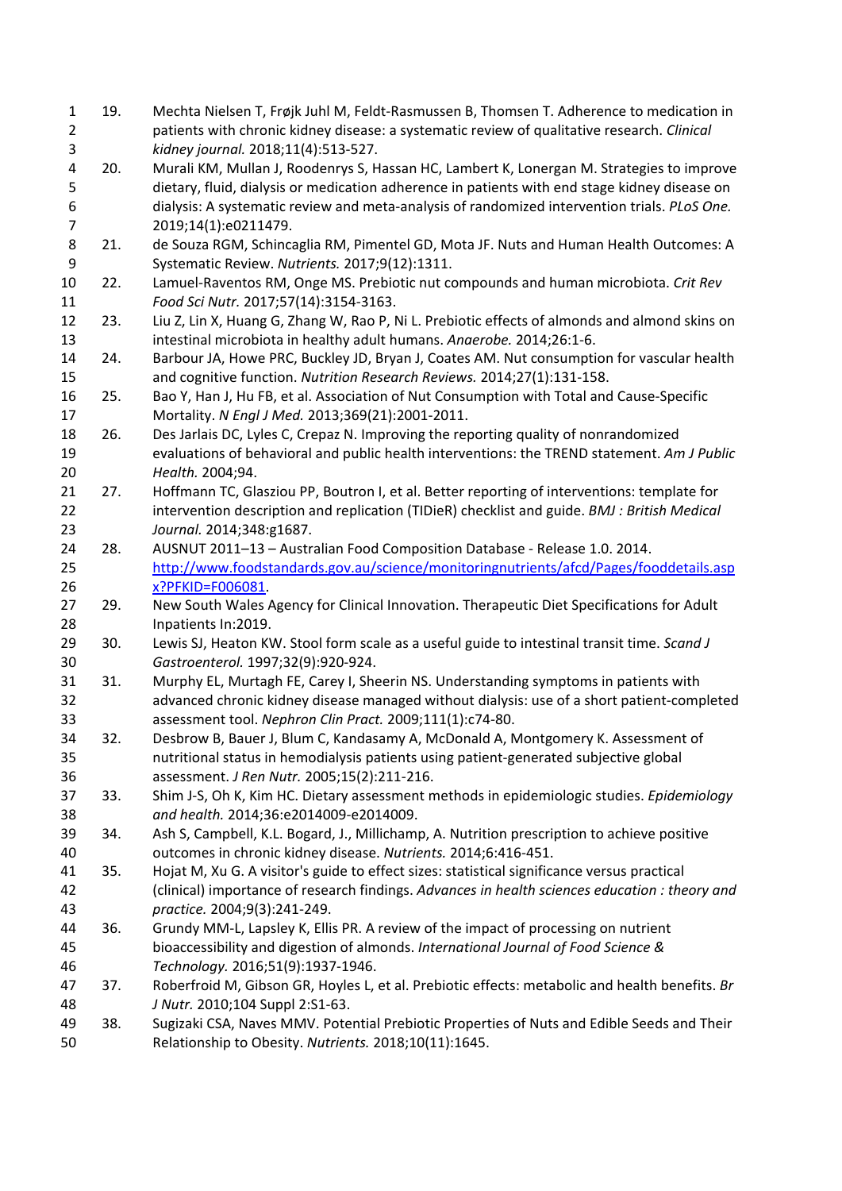19. Mechta Nielsen T, Frøjk Juhl M, Feldt-Rasmussen B, Thomsen T. Adherence to medication in patients with chronic kidney disease: a systematic review of qualitative research. *Clinical kidney journal.* 2018;11(4):513-527.
20. Murali KM, Mullan J, Roodenrys S, Hassan HC, Lambert K, Lonergan M. Strategies to improve dietary, fluid, dialysis or medication adherence in patients with end stage kidney disease on dialysis: A systematic review and meta-analysis of randomized intervention trials. *PLoS One.* 2019;14(1):e0211479.
21. de Souza RGM, Schincaglia RM, Pimentel GD, Mota JF. Nuts and Human Health Outcomes: A Systematic Review. *Nutrients.* 2017;9(12):1311.
22. Lamuel-Raventos RM, Onge MS. Prebiotic nut compounds and human microbiota. *Crit Rev Food Sci Nutr.* 2017;57(14):3154-3163.
23. Liu Z, Lin X, Huang G, Zhang W, Rao P, Ni L. Prebiotic effects of almonds and almond skins on intestinal microbiota in healthy adult humans. *Anaerobe.* 2014;26:1-6.
24. Barbour JA, Howe PRC, Buckley JD, Bryan J, Coates AM. Nut consumption for vascular health and cognitive function. *Nutrition Research Reviews.* 2014;27(1):131-158.
25. Bao Y, Han J, Hu FB, et al. Association of Nut Consumption with Total and Cause-Specific Mortality. *N Engl J Med.* 2013;369(21):2001-2011.
26. Des Jarlais DC, Lyles C, Crepaz N. Improving the reporting quality of nonrandomized evaluations of behavioral and public health interventions: the TREND statement. *Am J Public Health.* 2004;94.
27. Hoffmann TC, Glasziou PP, Boutron I, et al. Better reporting of interventions: template for intervention description and replication (TIDieR) checklist and guide. *BMJ : British Medical Journal.* 2014;348:g1687.
28. AUSNUT 2011–13 – Australian Food Composition Database - Release 1.0. 2014. http://www.foodstandards.gov.au/science/monitoringnutrients/afcd/Pages/fooddetails.aspx?PFKID=F006081.
29. New South Wales Agency for Clinical Innovation. Therapeutic Diet Specifications for Adult Inpatients In:2019.
30. Lewis SJ, Heaton KW. Stool form scale as a useful guide to intestinal transit time. *Scand J Gastroenterol.* 1997;32(9):920-924.
31. Murphy EL, Murtagh FE, Carey I, Sheerin NS. Understanding symptoms in patients with advanced chronic kidney disease managed without dialysis: use of a short patient-completed assessment tool. *Nephron Clin Pract.* 2009;111(1):c74-80.
32. Desbrow B, Bauer J, Blum C, Kandasamy A, McDonald A, Montgomery K. Assessment of nutritional status in hemodialysis patients using patient-generated subjective global assessment. *J Ren Nutr.* 2005;15(2):211-216.
33. Shim J-S, Oh K, Kim HC. Dietary assessment methods in epidemiologic studies. *Epidemiology and health.* 2014;36:e2014009-e2014009.
34. Ash S, Campbell, K.L. Bogard, J., Millichamp, A. Nutrition prescription to achieve positive outcomes in chronic kidney disease. *Nutrients.* 2014;6:416-451.
35. Hojat M, Xu G. A visitor's guide to effect sizes: statistical significance versus practical (clinical) importance of research findings. *Advances in health sciences education : theory and practice.* 2004;9(3):241-249.
36. Grundy MM-L, Lapsley K, Ellis PR. A review of the impact of processing on nutrient bioaccessibility and digestion of almonds. *International Journal of Food Science & Technology.* 2016;51(9):1937-1946.
37. Roberfroid M, Gibson GR, Hoyles L, et al. Prebiotic effects: metabolic and health benefits. *Br J Nutr.* 2010;104 Suppl 2:S1-63.
38. Sugizaki CSA, Naves MMV. Potential Prebiotic Properties of Nuts and Edible Seeds and Their Relationship to Obesity. *Nutrients.* 2018;10(11):1645.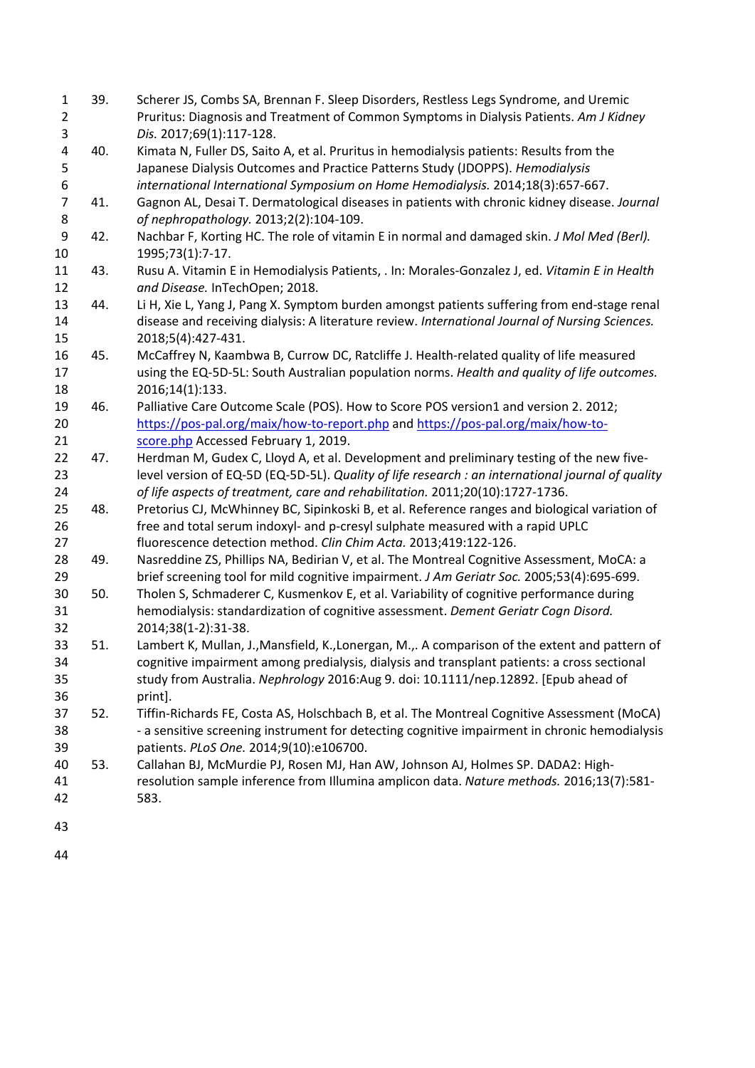39. Scherer JS, Combs SA, Brennan F. Sleep Disorders, Restless Legs Syndrome, and Uremic Pruritus: Diagnosis and Treatment of Common Symptoms in Dialysis Patients. *Am J Kidney Dis.* 2017;69(1):117-128.

40. Kimata N, Fuller DS, Saito A, et al. Pruritus in hemodialysis patients: Results from the Japanese Dialysis Outcomes and Practice Patterns Study (JDOPPS). *Hemodialysis international International Symposium on Home Hemodialysis.* 2014;18(3):657-667.

41. Gagnon AL, Desai T. Dermatological diseases in patients with chronic kidney disease. *Journal of nephropathology.* 2013;2(2):104-109.

42. Nachbar F, Korting HC. The role of vitamin E in normal and damaged skin. *J Mol Med (Berl).* 1995;73(1):7-17.

43. Rusu A. Vitamin E in Hemodialysis Patients, . In: Morales-Gonzalez J, ed. *Vitamin E in Health and Disease.* InTechOpen; 2018.

44. Li H, Xie L, Yang J, Pang X. Symptom burden amongst patients suffering from end-stage renal disease and receiving dialysis: A literature review. *International Journal of Nursing Sciences.* 2018;5(4):427-431.

45. McCaffrey N, Kaambwa B, Currow DC, Ratcliffe J. Health-related quality of life measured using the EQ-5D-5L: South Australian population norms. *Health and quality of life outcomes.* 2016;14(1):133.

46. Palliative Care Outcome Scale (POS). How to Score POS version1 and version 2. 2012; https://pos-pal.org/maix/how-to-report.php and https://pos-pal.org/maix/how-to-score.php Accessed February 1, 2019.

47. Herdman M, Gudex C, Lloyd A, et al. Development and preliminary testing of the new five-level version of EQ-5D (EQ-5D-5L). *Quality of life research : an international journal of quality of life aspects of treatment, care and rehabilitation.* 2011;20(10):1727-1736.

48. Pretorius CJ, McWhinney BC, Sipinkoski B, et al. Reference ranges and biological variation of free and total serum indoxyl- and p-cresyl sulphate measured with a rapid UPLC fluorescence detection method. *Clin Chim Acta.* 2013;419:122-126.

49. Nasreddine ZS, Phillips NA, Bedirian V, et al. The Montreal Cognitive Assessment, MoCA: a brief screening tool for mild cognitive impairment. *J Am Geriatr Soc.* 2005;53(4):695-699.

50. Tholen S, Schmaderer C, Kusmenkov E, et al. Variability of cognitive performance during hemodialysis: standardization of cognitive assessment. *Dement Geriatr Cogn Disord.* 2014;38(1-2):31-38.

51. Lambert K, Mullan, J.,Mansfield, K.,Lonergan, M.,. A comparison of the extent and pattern of cognitive impairment among predialysis, dialysis and transplant patients: a cross sectional study from Australia. *Nephrology* 2016:Aug 9. doi: 10.1111/nep.12892. [Epub ahead of print].

52. Tiffin-Richards FE, Costa AS, Holschbach B, et al. The Montreal Cognitive Assessment (MoCA) - a sensitive screening instrument for detecting cognitive impairment in chronic hemodialysis patients. *PLoS One.* 2014;9(10):e106700.

53. Callahan BJ, McMurdie PJ, Rosen MJ, Han AW, Johnson AJ, Holmes SP. DADA2: High-resolution sample inference from Illumina amplicon data. *Nature methods.* 2016;13(7):581-583.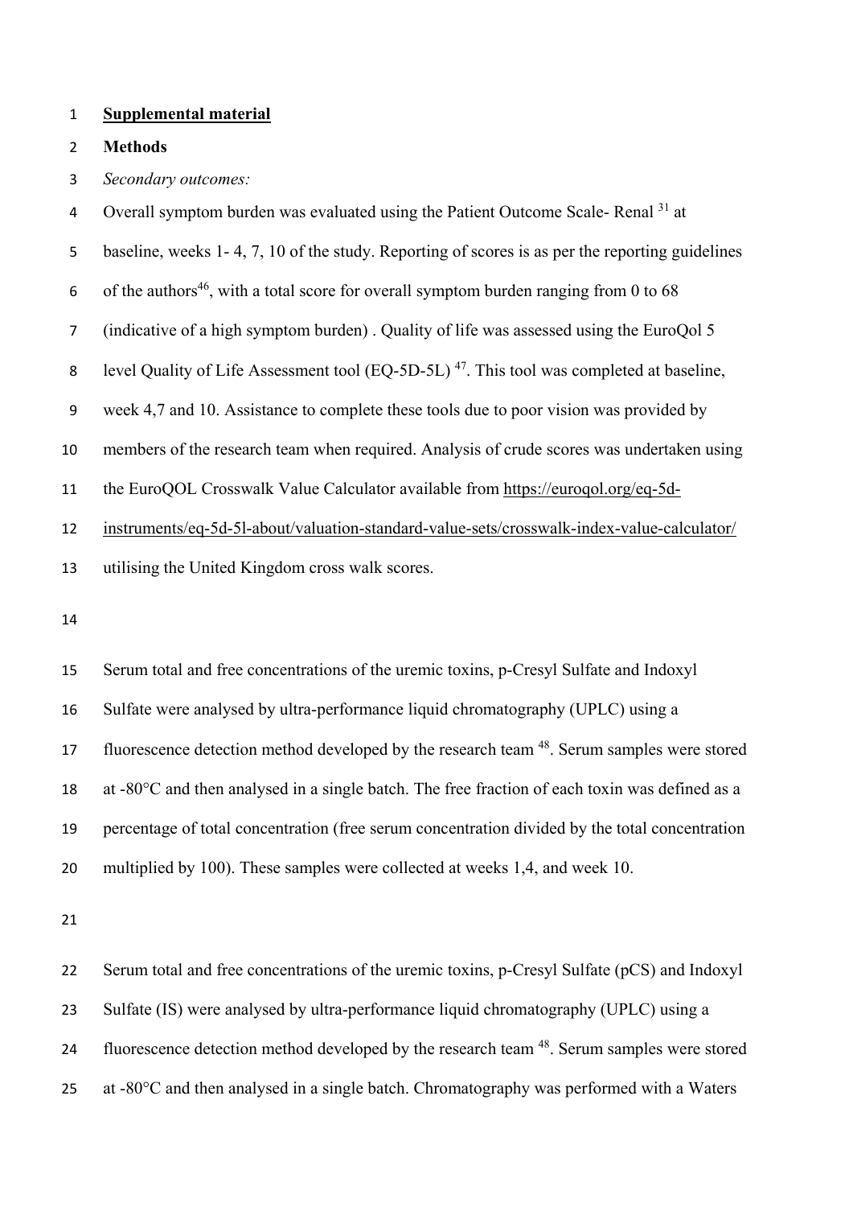# Supplemental material

## Methods

*Secondary outcomes:*

Overall symptom burden was evaluated using the Patient Outcome Scale- Renal [31] at baseline, weeks 1- 4, 7, 10 of the study. Reporting of scores is as per the reporting guidelines of the authors[46], with a total score for overall symptom burden ranging from 0 to 68 (indicative of a high symptom burden) . Quality of life was assessed using the EuroQol 5 level Quality of Life Assessment tool (EQ-5D-5L) [47]. This tool was completed at baseline, week 4,7 and 10. Assistance to complete these tools due to poor vision was provided by members of the research team when required. Analysis of crude scores was undertaken using the EuroQOL Crosswalk Value Calculator available from https://euroqol.org/eq-5d-instruments/eq-5d-5l-about/valuation-standard-value-sets/crosswalk-index-value-calculator/ utilising the United Kingdom cross walk scores.

Serum total and free concentrations of the uremic toxins, p-Cresyl Sulfate and Indoxyl Sulfate were analysed by ultra-performance liquid chromatography (UPLC) using a fluorescence detection method developed by the research team [48]. Serum samples were stored at -80°C and then analysed in a single batch. The free fraction of each toxin was defined as a percentage of total concentration (free serum concentration divided by the total concentration multiplied by 100). These samples were collected at weeks 1,4, and week 10.

Serum total and free concentrations of the uremic toxins, p-Cresyl Sulfate (pCS) and Indoxyl Sulfate (IS) were analysed by ultra-performance liquid chromatography (UPLC) using a fluorescence detection method developed by the research team [48]. Serum samples were stored at -80°C and then analysed in a single batch. Chromatography was performed with a Waters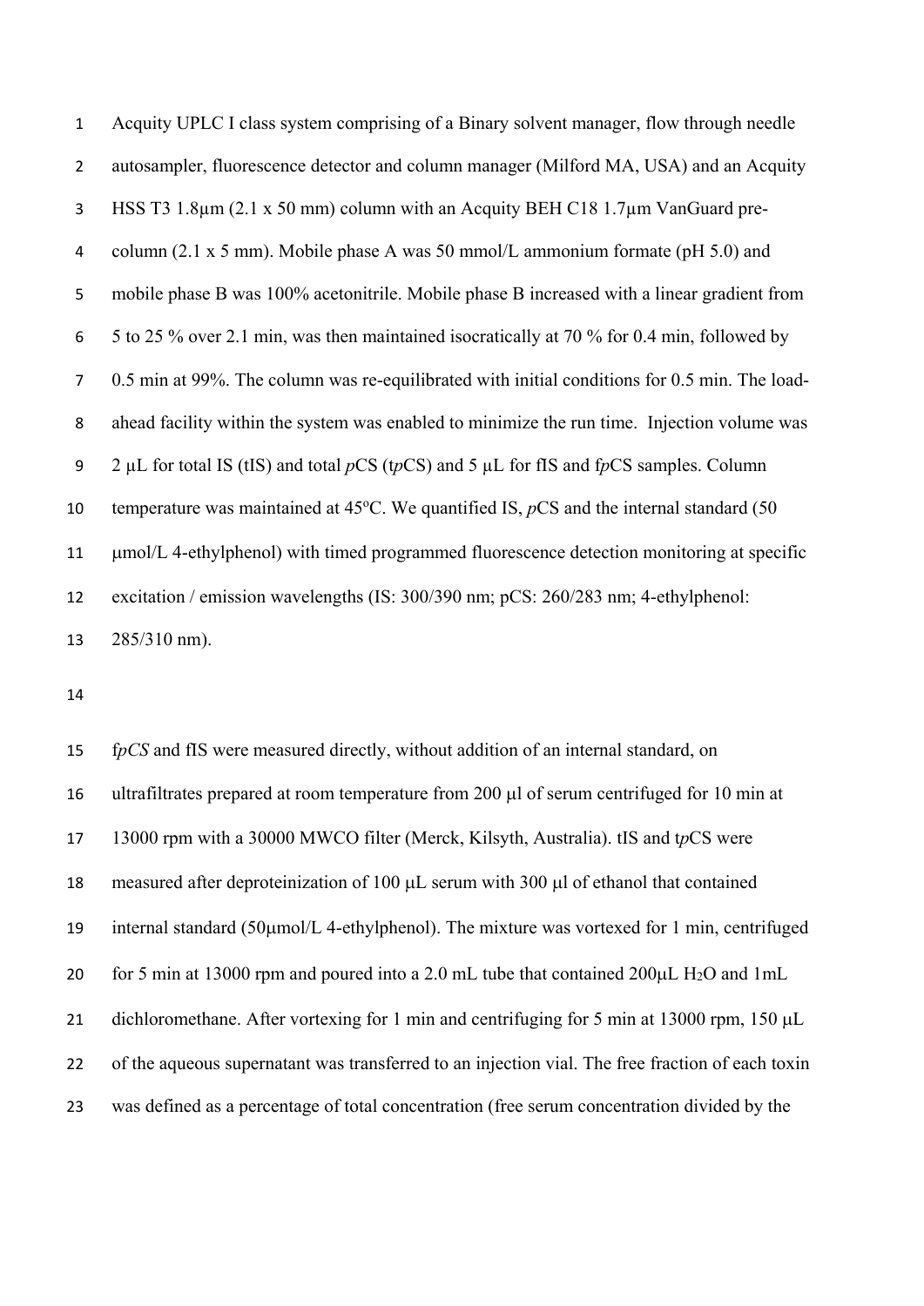Acquity UPLC I class system comprising of a Binary solvent manager, flow through needle autosampler, fluorescence detector and column manager (Milford MA, USA) and an Acquity HSS T3 1.8μm (2.1 x 50 mm) column with an Acquity BEH C18 1.7μm VanGuard pre-column (2.1 x 5 mm). Mobile phase A was 50 mmol/L ammonium formate (pH 5.0) and mobile phase B was 100% acetonitrile. Mobile phase B increased with a linear gradient from 5 to 25 % over 2.1 min, was then maintained isocratically at 70 % for 0.4 min, followed by 0.5 min at 99%. The column was re-equilibrated with initial conditions for 0.5 min. The load-ahead facility within the system was enabled to minimize the run time. Injection volume was 2 μL for total IS (tIS) and total *p*CS (t*p*CS) and 5 μL for fIS and f*p*CS samples. Column temperature was maintained at 45°C. We quantified IS, *p*CS and the internal standard (50 μmol/L 4-ethylphenol) with timed programmed fluorescence detection monitoring at specific excitation / emission wavelengths (IS: 300/390 nm; pCS: 260/283 nm; 4-ethylphenol: 285/310 nm).

f*pCS* and fIS were measured directly, without addition of an internal standard, on ultrafiltrates prepared at room temperature from 200 μl of serum centrifuged for 10 min at 13000 rpm with a 30000 MWCO filter (Merck, Kilsyth, Australia). tIS and t*p*CS were measured after deproteinization of 100 μL serum with 300 μl of ethanol that contained internal standard (50μmol/L 4-ethylphenol). The mixture was vortexed for 1 min, centrifuged for 5 min at 13000 rpm and poured into a 2.0 mL tube that contained 200μL $H_2O$ and 1mL dichloromethane. After vortexing for 1 min and centrifuging for 5 min at 13000 rpm, 150 μL of the aqueous supernatant was transferred to an injection vial. The free fraction of each toxin was defined as a percentage of total concentration (free serum concentration divided by the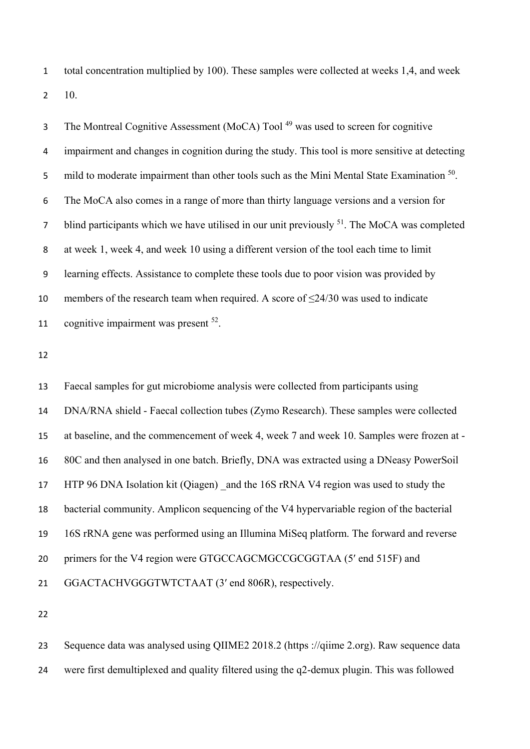total concentration multiplied by 100). These samples were collected at weeks 1,4, and week 10.

The Montreal Cognitive Assessment (MoCA) Tool [49] was used to screen for cognitive impairment and changes in cognition during the study. This tool is more sensitive at detecting mild to moderate impairment than other tools such as the Mini Mental State Examination [50]. The MoCA also comes in a range of more than thirty language versions and a version for blind participants which we have utilised in our unit previously [51]. The MoCA was completed at week 1, week 4, and week 10 using a different version of the tool each time to limit learning effects. Assistance to complete these tools due to poor vision was provided by members of the research team when required. A score of ≤24/30 was used to indicate cognitive impairment was present [52].

Faecal samples for gut microbiome analysis were collected from participants using DNA/RNA shield - Faecal collection tubes (Zymo Research). These samples were collected at baseline, and the commencement of week 4, week 7 and week 10. Samples were frozen at -80C and then analysed in one batch. Briefly, DNA was extracted using a DNeasy PowerSoil HTP 96 DNA Isolation kit (Qiagen) _and the 16S rRNA V4 region was used to study the bacterial community. Amplicon sequencing of the V4 hypervariable region of the bacterial 16S rRNA gene was performed using an Illumina MiSeq platform. The forward and reverse primers for the V4 region were GTGCCAGCMGCCGCGGTAA (5′ end 515F) and GGACTACHVGGGTWTCTAAT (3′ end 806R), respectively.

Sequence data was analysed using QIIME2 2018.2 (https ://qiime 2.org). Raw sequence data were first demultiplexed and quality filtered using the q2-demux plugin. This was followed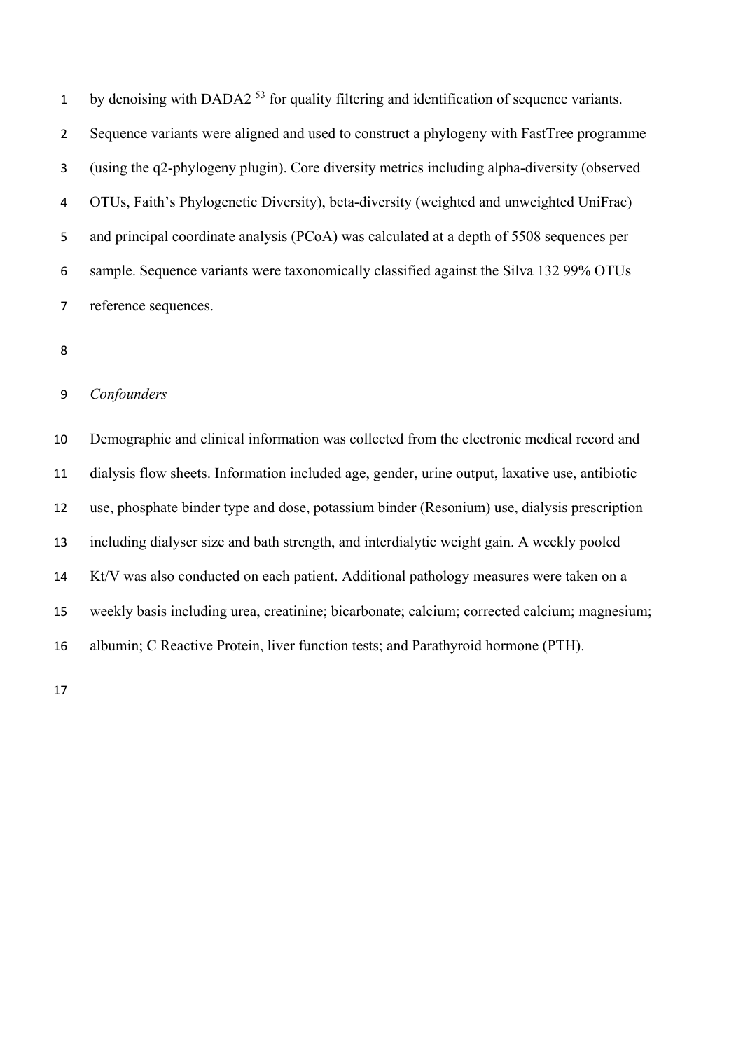by denoising with DADA2 [53] for quality filtering and identification of sequence variants. Sequence variants were aligned and used to construct a phylogeny with FastTree programme (using the q2-phylogeny plugin). Core diversity metrics including alpha-diversity (observed OTUs, Faith's Phylogenetic Diversity), beta-diversity (weighted and unweighted UniFrac) and principal coordinate analysis (PCoA) was calculated at a depth of 5508 sequences per sample. Sequence variants were taxonomically classified against the Silva 132 99% OTUs reference sequences.

*Confounders*

Demographic and clinical information was collected from the electronic medical record and dialysis flow sheets. Information included age, gender, urine output, laxative use, antibiotic use, phosphate binder type and dose, potassium binder (Resonium) use, dialysis prescription including dialyser size and bath strength, and interdialytic weight gain. A weekly pooled Kt/V was also conducted on each patient. Additional pathology measures were taken on a weekly basis including urea, creatinine; bicarbonate; calcium; corrected calcium; magnesium; albumin; C Reactive Protein, liver function tests; and Parathyroid hormone (PTH).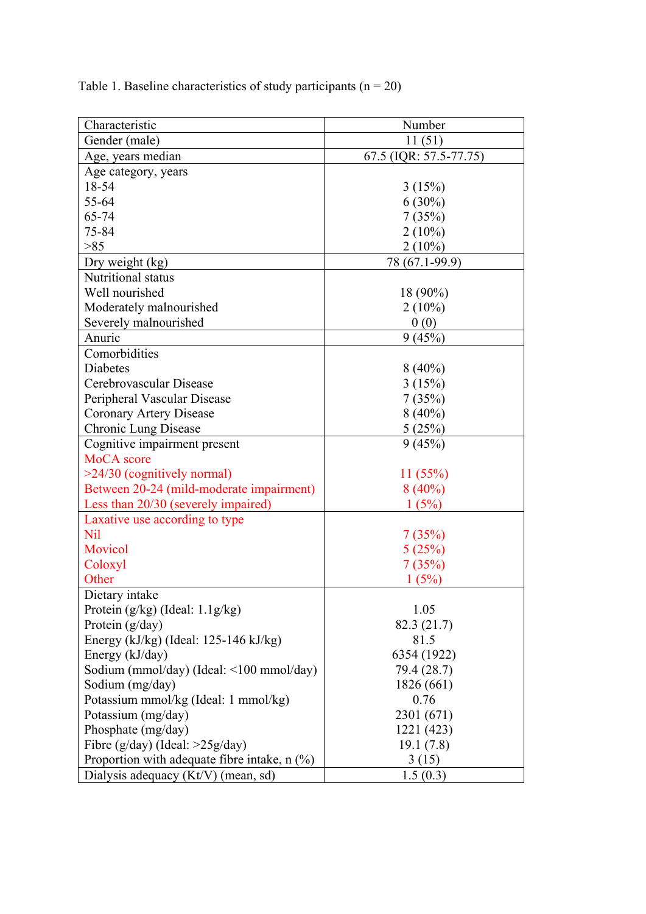Table 1. Baseline characteristics of study participants (n = 20)

| Characteristic | Number |
|---|---|
| Gender (male) | 11 (51) |
| Age, years median | 67.5 (IQR: 57.5-77.75) |
| Age category, years<br>18-54<br>55-64<br>65-74<br>75-84<br>>85 | <br>3 (15%)<br>6 (30%)<br>7 (35%)<br>2 (10%)<br>2 (10%) |
| Dry weight (kg) | 78 (67.1-99.9) |
| Nutritional status<br>Well nourished<br>Moderately malnourished<br>Severely malnourished | <br>18 (90%)<br>2 (10%)<br>0 (0) |
| Anuric | 9 (45%) |
| Comorbidities<br>Diabetes<br>Cerebrovascular Disease<br>Peripheral Vascular Disease<br>Coronary Artery Disease<br>Chronic Lung Disease | <br>8 (40%)<br>3 (15%)<br>7 (35%)<br>8 (40%)<br>5 (25%) |
| Cognitive impairment present<br>MoCA score<br>>24/30 (cognitively normal)<br>Between 20-24 (mild-moderate impairment)<br>Less than 20/30 (severely impaired) | 9 (45%)<br><br>11 (55%)<br>8 (40%)<br>1 (5%) |
| Laxative use according to type<br>Nil<br>Movicol<br>Coloxyl<br>Other | <br>7 (35%)<br>5 (25%)<br>7 (35%)<br>1 (5%) |
| Dietary intake<br>Protein (g/kg) (Ideal: 1.1g/kg)<br>Protein (g/day)<br>Energy (kJ/kg) (Ideal: 125-146 kJ/kg)<br>Energy (kJ/day)<br>Sodium (mmol/day) (Ideal: <100 mmol/day)<br>Sodium (mg/day)<br>Potassium mmol/kg (Ideal: 1 mmol/kg)<br>Potassium (mg/day)<br>Phosphate (mg/day)<br>Fibre (g/day) (Ideal: >25g/day)<br>Proportion with adequate fibre intake, n (%) | <br>1.05<br>82.3 (21.7)<br>81.5<br>6354 (1922)<br>79.4 (28.7)<br>1826 (661)<br>0.76<br>2301 (671)<br>1221 (423)<br>19.1 (7.8)<br>3 (15) |
| Dialysis adequacy (Kt/V) (mean, sd) | 1.5 (0.3) |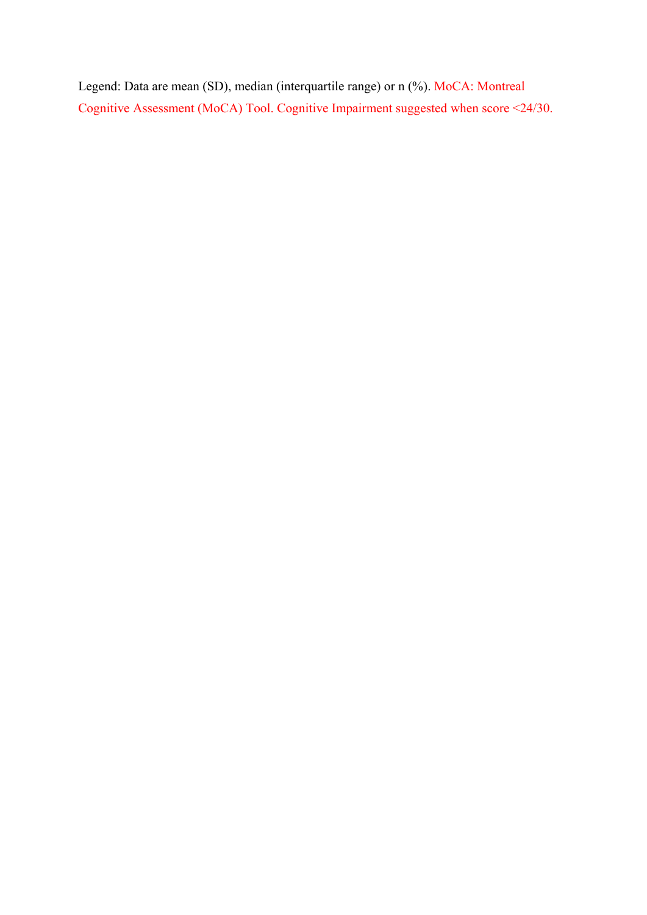Legend: Data are mean (SD), median (interquartile range) or n (%). MoCA: Montreal Cognitive Assessment (MoCA) Tool. Cognitive Impairment suggested when score <24/30.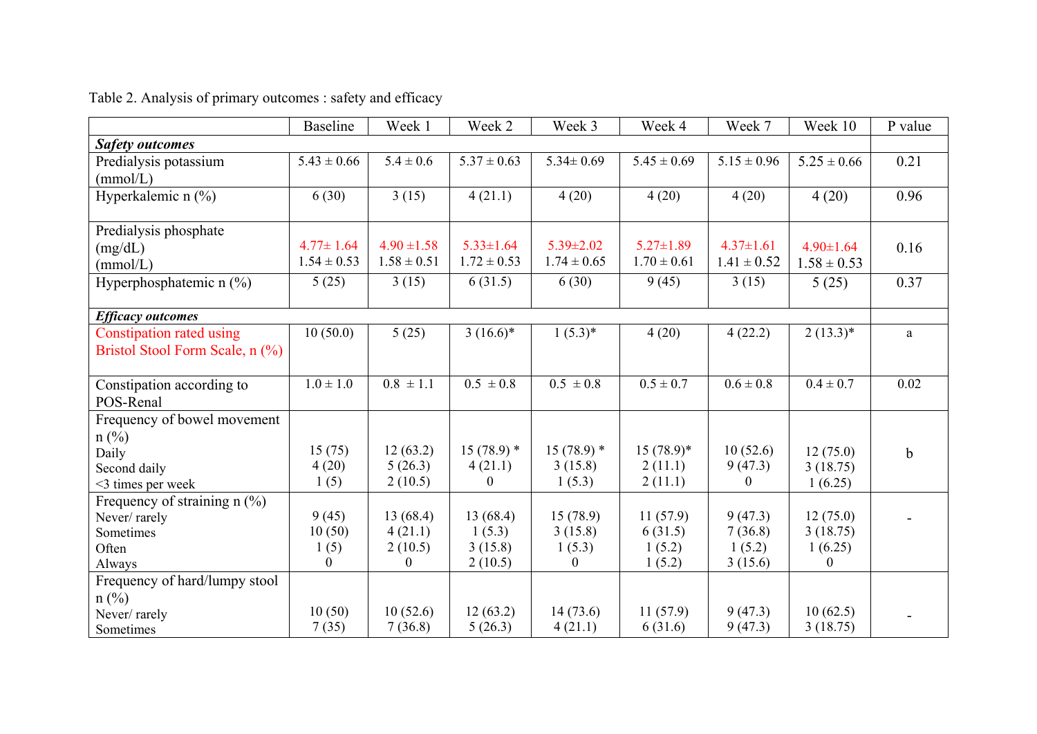Table 2. Analysis of primary outcomes : safety and efficacy

| | Baseline | Week 1 | Week 2 | Week 3 | Week 4 | Week 7 | Week 10 | P value |
|---|---|---|---|---|---|---|---|---|
| ***Safety outcomes*** | | | | | | | | |
| Predialysis potassium (mmol/L) | 5.43 ± 0.66 | 5.4 ± 0.6 | 5.37 ± 0.63 | 5.34± 0.69 | 5.45 ± 0.69 | 5.15 ± 0.96 | 5.25 ± 0.66 | 0.21 |
| Hyperkalemic n (%) | 6 (30) | 3 (15) | 4 (21.1) | 4 (20) | 4 (20) | 4 (20) | 4 (20) | 0.96 |
| Predialysis phosphate (mg/dL) (mmol/L) | 4.77± 1.64<br>1.54 ± 0.53 | 4.90 ±1.58<br>1.58 ± 0.51 | 5.33±1.64<br>1.72 ± 0.53 | 5.39±2.02<br>1.74 ± 0.65 | 5.27±1.89<br>1.70 ± 0.61 | 4.37±1.61<br>1.41 ± 0.52 | 4.90±1.64<br>1.58 ± 0.53 | 0.16 |
| Hyperphosphatemic n (%) | 5 (25) | 3 (15) | 6 (31.5) | 6 (30) | 9 (45) | 3 (15) | 5 (25) | 0.37 |
| ***Efficacy outcomes*** | | | | | | | | |
| Constipation rated using Bristol Stool Form Scale, n (%) | 10 (50.0) | 5 (25) | 3 (16.6)* | 1 (5.3)* | 4 (20) | 4 (22.2) | 2 (13.3)* | a |
| Constipation according to POS-Renal | 1.0 ± 1.0 | 0.8 ± 1.1 | 0.5 ± 0.8 | 0.5 ± 0.8 | 0.5 ± 0.7 | 0.6 ± 0.8 | 0.4 ± 0.7 | 0.02 |
| Frequency of bowel movement n (%)<br>Daily<br>Second daily<br><3 times per week | <br>15 (75)<br>4 (20)<br>1 (5) | <br>12 (63.2)<br>5 (26.3)<br>2 (10.5) | <br>15 (78.9) *<br>4 (21.1)<br>0 | <br>15 (78.9) *<br>3 (15.8)<br>1 (5.3) | <br>15 (78.9)*<br>2 (11.1)<br>2 (11.1) | <br>10 (52.6)<br>9 (47.3)<br>0 | <br>12 (75.0)<br>3 (18.75)<br>1 (6.25) | b |
| Frequency of straining n (%)<br>Never/ rarely<br>Sometimes<br>Often<br>Always | <br>9 (45)<br>10 (50)<br>1 (5)<br>0 | <br>13 (68.4)<br>4 (21.1)<br>2 (10.5)<br>0 | <br>13 (68.4)<br>1 (5.3)<br>3 (15.8)<br>2 (10.5) | <br>15 (78.9)<br>3 (15.8)<br>1 (5.3)<br>0 | <br>11 (57.9)<br>6 (31.5)<br>1 (5.2)<br>1 (5.2) | <br>9 (47.3)<br>7 (36.8)<br>1 (5.2)<br>3 (15.6) | <br>12 (75.0)<br>3 (18.75)<br>1 (6.25)<br>0 | - |
| Frequency of hard/lumpy stool n (%)<br>Never/ rarely<br>Sometimes | <br>10 (50)<br>7 (35) | <br>10 (52.6)<br>7 (36.8) | <br>12 (63.2)<br>5 (26.3) | <br>14 (73.6)<br>4 (21.1) | <br>11 (57.9)<br>6 (31.6) | <br>9 (47.3)<br>9 (47.3) | <br>10 (62.5)<br>3 (18.75) | - |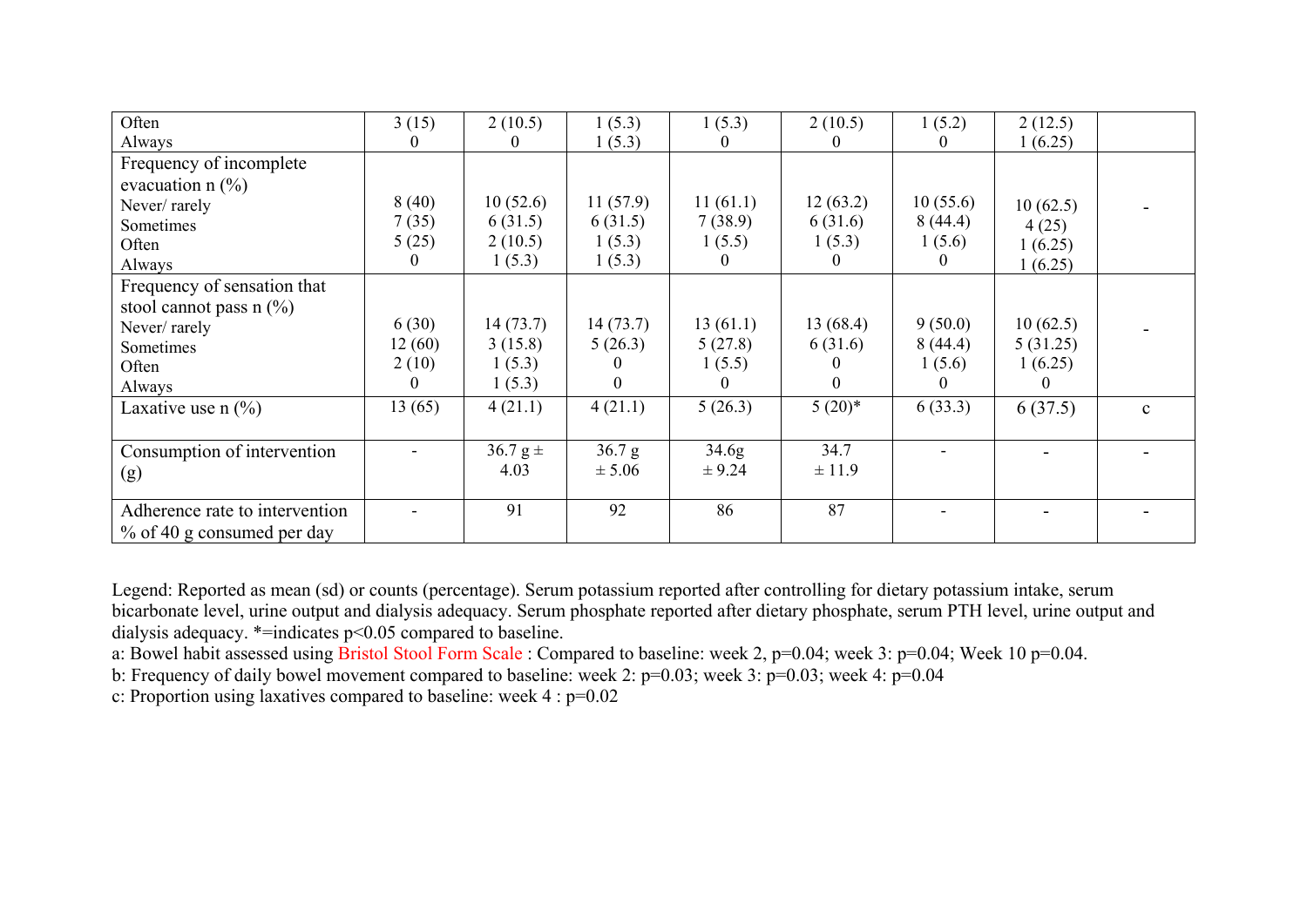| | | | | | | | | |
|---|---|---|---|---|---|---|---|---|
| Often<br>Always | 3 (15)<br>0 | 2 (10.5)<br>0 | 1 (5.3)<br>1 (5.3) | 1 (5.3)<br>0 | 2 (10.5)<br>0 | 1 (5.2)<br>0 | 2 (12.5)<br>1 (6.25) | |
| Frequency of incomplete evacuation n (%)<br>Never/ rarely<br>Sometimes<br>Often<br>Always | 8 (40)<br>7 (35)<br>5 (25)<br>0 | 10 (52.6)<br>6 (31.5)<br>2 (10.5)<br>1 (5.3) | 11 (57.9)<br>6 (31.5)<br>1 (5.3)<br>1 (5.3) | 11 (61.1)<br>7 (38.9)<br>1 (5.5)<br>0 | 12 (63.2)<br>6 (31.6)<br>1 (5.3)<br>0 | 10 (55.6)<br>8 (44.4)<br>1 (5.6)<br>0 | 10 (62.5)<br>4 (25)<br>1 (6.25)<br>1 (6.25) | - |
| Frequency of sensation that stool cannot pass n (%)<br>Never/ rarely<br>Sometimes<br>Often<br>Always | 6 (30)<br>12 (60)<br>2 (10)<br>0 | 14 (73.7)<br>3 (15.8)<br>1 (5.3)<br>1 (5.3) | 14 (73.7)<br>5 (26.3)<br>0<br>0 | 13 (61.1)<br>5 (27.8)<br>1 (5.5)<br>0 | 13 (68.4)<br>6 (31.6)<br>0<br>0 | 9 (50.0)<br>8 (44.4)<br>1 (5.6)<br>0 | 10 (62.5)<br>5 (31.25)<br>1 (6.25)<br>0 | - |
| Laxative use n (%) | 13 (65) | 4 (21.1) | 4 (21.1) | 5 (26.3) | 5 (20)* | 6 (33.3) | 6 (37.5) | c |
| Consumption of intervention (g) | - | 36.7 g ± 4.03 | 36.7 g ± 5.06 | 34.6g ± 9.24 | 34.7 ± 11.9 | - | - | - |
| Adherence rate to intervention % of 40 g consumed per day | - | 91 | 92 | 86 | 87 | - | - | - |

Legend: Reported as mean (sd) or counts (percentage). Serum potassium reported after controlling for dietary potassium intake, serum bicarbonate level, urine output and dialysis adequacy. Serum phosphate reported after dietary phosphate, serum PTH level, urine output and dialysis adequacy. *=indicates $p<0.05$ compared to baseline.

a: Bowel habit assessed using Bristol Stool Form Scale : Compared to baseline: week 2, p=0.04; week 3: p=0.04; Week 10 p=0.04.

b: Frequency of daily bowel movement compared to baseline: week 2: p=0.03; week 3: p=0.03; week 4: p=0.04

c: Proportion using laxatives compared to baseline: week 4 : p=0.02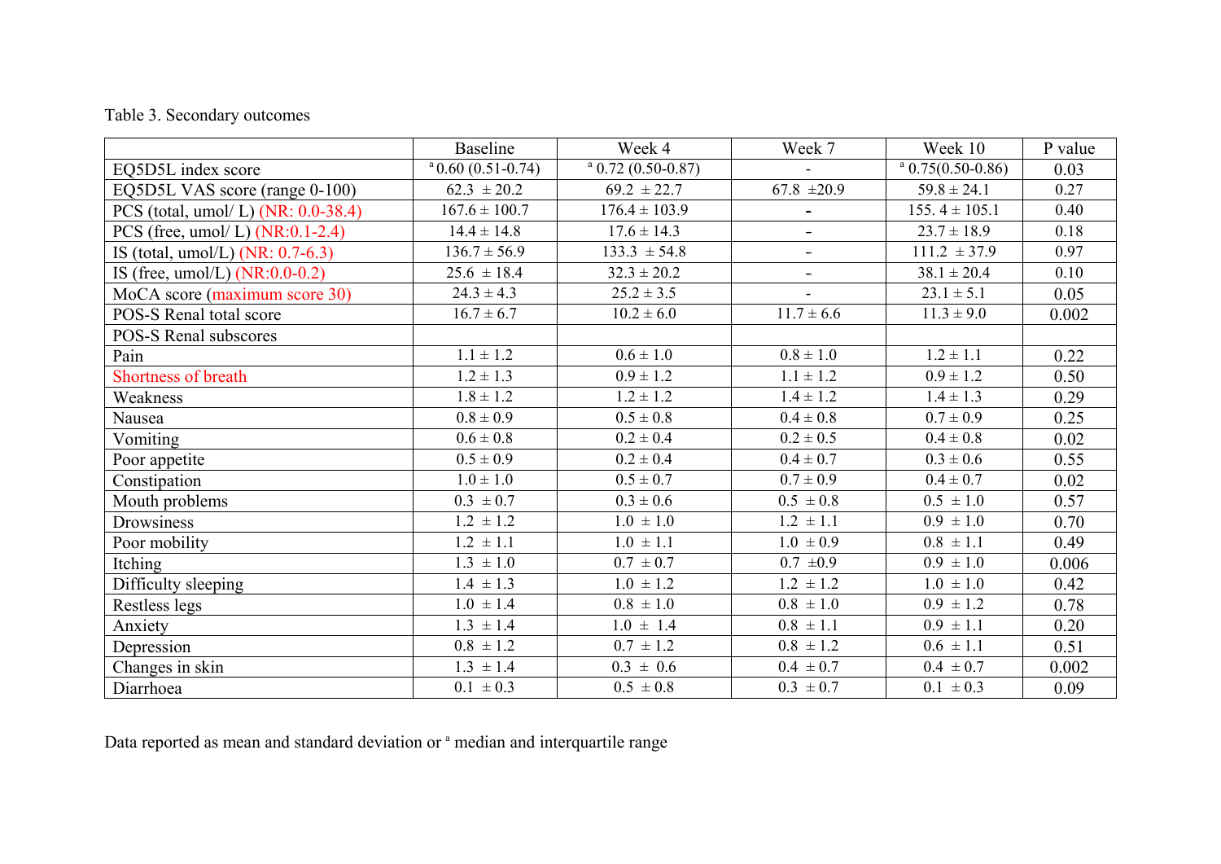Table 3. Secondary outcomes

| | Baseline | Week 4 | Week 7 | Week 10 | P value |
|---|---|---|---|---|---|
| EQ5D5L index score | [a] 0.60 (0.51-0.74) | [a] 0.72 (0.50-0.87) | - | [a] 0.75(0.50-0.86) | 0.03 |
| EQ5D5L VAS score (range 0-100) | 62.3 ± 20.2 | 69.2 ± 22.7 | 67.8 ±20.9 | 59.8 ± 24.1 | 0.27 |
| PCS (total, umol/ L) (NR: 0.0-38.4) | 167.6 ± 100.7 | 176.4 ± 103.9 | - | 155. 4 ± 105.1 | 0.40 |
| PCS (free, umol/ L) (NR:0.1-2.4) | 14.4 ± 14.8 | 17.6 ± 14.3 | - | 23.7 ± 18.9 | 0.18 |
| IS (total, umol/L) (NR: 0.7-6.3) | 136.7 ± 56.9 | 133.3 ± 54.8 | - | 111.2 ± 37.9 | 0.97 |
| IS (free, umol/L) (NR:0.0-0.2) | 25.6 ± 18.4 | 32.3 ± 20.2 | - | 38.1 ± 20.4 | 0.10 |
| MoCA score (maximum score 30) | 24.3 ± 4.3 | 25.2 ± 3.5 | - | 23.1 ± 5.1 | 0.05 |
| POS-S Renal total score | 16.7 ± 6.7 | 10.2 ± 6.0 | 11.7 ± 6.6 | 11.3 ± 9.0 | 0.002 |
| POS-S Renal subscores | | | | | |
| Pain | 1.1 ± 1.2 | 0.6 ± 1.0 | 0.8 ± 1.0 | 1.2 ± 1.1 | 0.22 |
| Shortness of breath | 1.2 ± 1.3 | 0.9 ± 1.2 | 1.1 ± 1.2 | 0.9 ± 1.2 | 0.50 |
| Weakness | 1.8 ± 1.2 | 1.2 ± 1.2 | 1.4 ± 1.2 | 1.4 ± 1.3 | 0.29 |
| Nausea | 0.8 ± 0.9 | 0.5 ± 0.8 | 0.4 ± 0.8 | 0.7 ± 0.9 | 0.25 |
| Vomiting | 0.6 ± 0.8 | 0.2 ± 0.4 | 0.2 ± 0.5 | 0.4 ± 0.8 | 0.02 |
| Poor appetite | 0.5 ± 0.9 | 0.2 ± 0.4 | 0.4 ± 0.7 | 0.3 ± 0.6 | 0.55 |
| Constipation | 1.0 ± 1.0 | 0.5 ± 0.7 | 0.7 ± 0.9 | 0.4 ± 0.7 | 0.02 |
| Mouth problems | 0.3 ± 0.7 | 0.3 ± 0.6 | 0.5 ± 0.8 | 0.5 ± 1.0 | 0.57 |
| Drowsiness | 1.2 ± 1.2 | 1.0 ± 1.0 | 1.2 ± 1.1 | 0.9 ± 1.0 | 0.70 |
| Poor mobility | 1.2 ± 1.1 | 1.0 ± 1.1 | 1.0 ± 0.9 | 0.8 ± 1.1 | 0.49 |
| Itching | 1.3 ± 1.0 | 0.7 ± 0.7 | 0.7 ±0.9 | 0.9 ± 1.0 | 0.006 |
| Difficulty sleeping | 1.4 ± 1.3 | 1.0 ± 1.2 | 1.2 ± 1.2 | 1.0 ± 1.0 | 0.42 |
| Restless legs | 1.0 ± 1.4 | 0.8 ± 1.0 | 0.8 ± 1.0 | 0.9 ± 1.2 | 0.78 |
| Anxiety | 1.3 ± 1.4 | 1.0 ± 1.4 | 0.8 ± 1.1 | 0.9 ± 1.1 | 0.20 |
| Depression | 0.8 ± 1.2 | 0.7 ± 1.2 | 0.8 ± 1.2 | 0.6 ± 1.1 | 0.51 |
| Changes in skin | 1.3 ± 1.4 | 0.3 ± 0.6 | 0.4 ± 0.7 | 0.4 ± 0.7 | 0.002 |
| Diarrhoea | 0.1 ± 0.3 | 0.5 ± 0.8 | 0.3 ± 0.7 | 0.1 ± 0.3 | 0.09 |

Data reported as mean and standard deviation or [a] median and interquartile range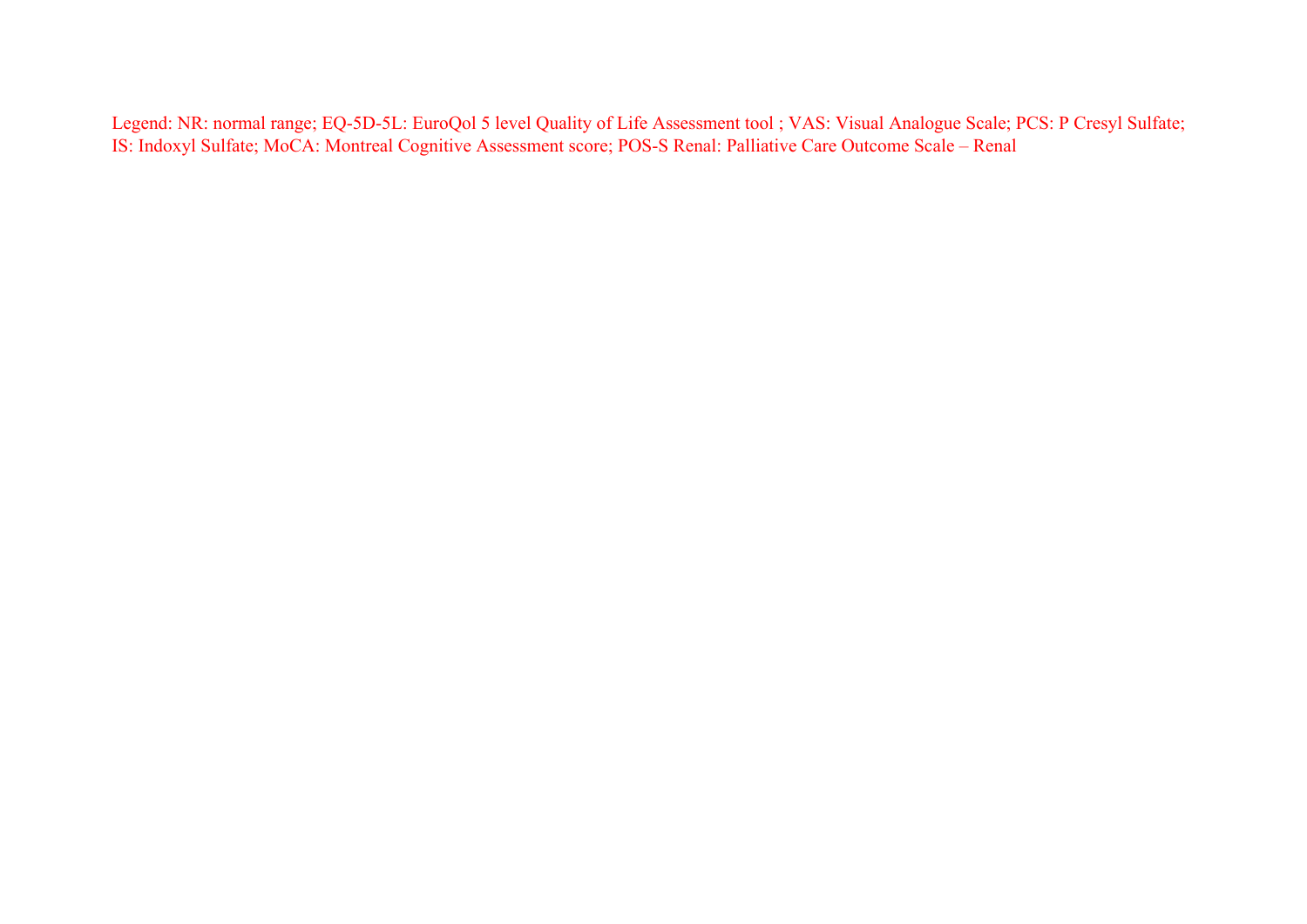Legend: NR: normal range; EQ-5D-5L: EuroQol 5 level Quality of Life Assessment tool ; VAS: Visual Analogue Scale; PCS: P Cresyl Sulfate; IS: Indoxyl Sulfate; MoCA: Montreal Cognitive Assessment score; POS-S Renal: Palliative Care Outcome Scale – Renal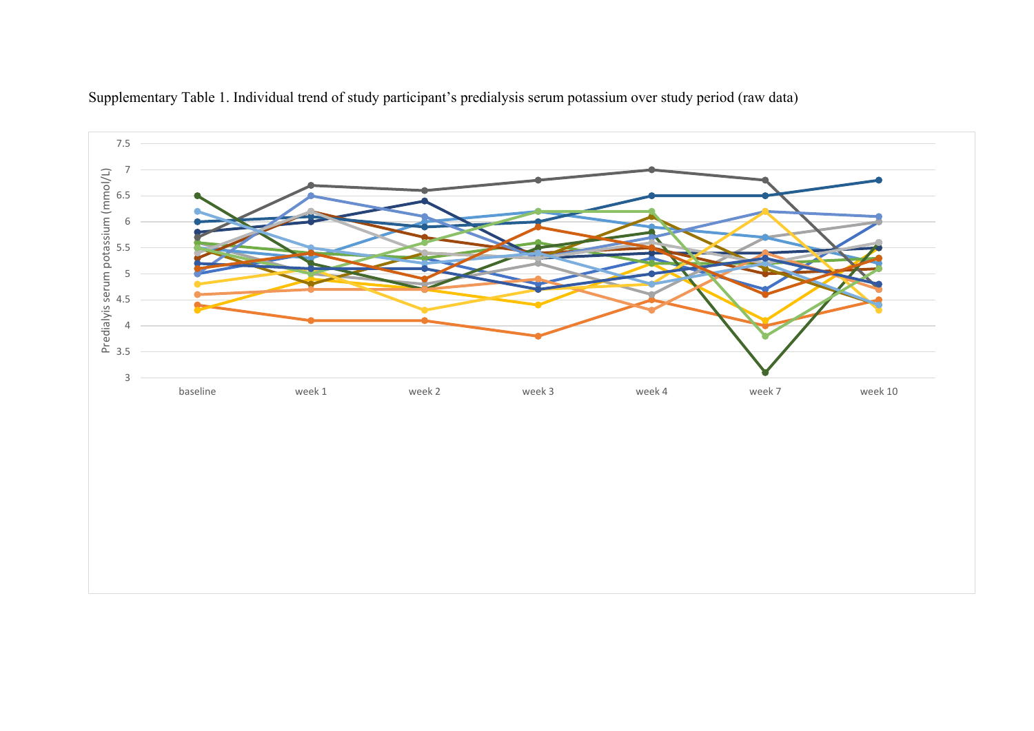Supplementary Table 1. Individual trend of study participant's predialysis serum potassium over study period (raw data)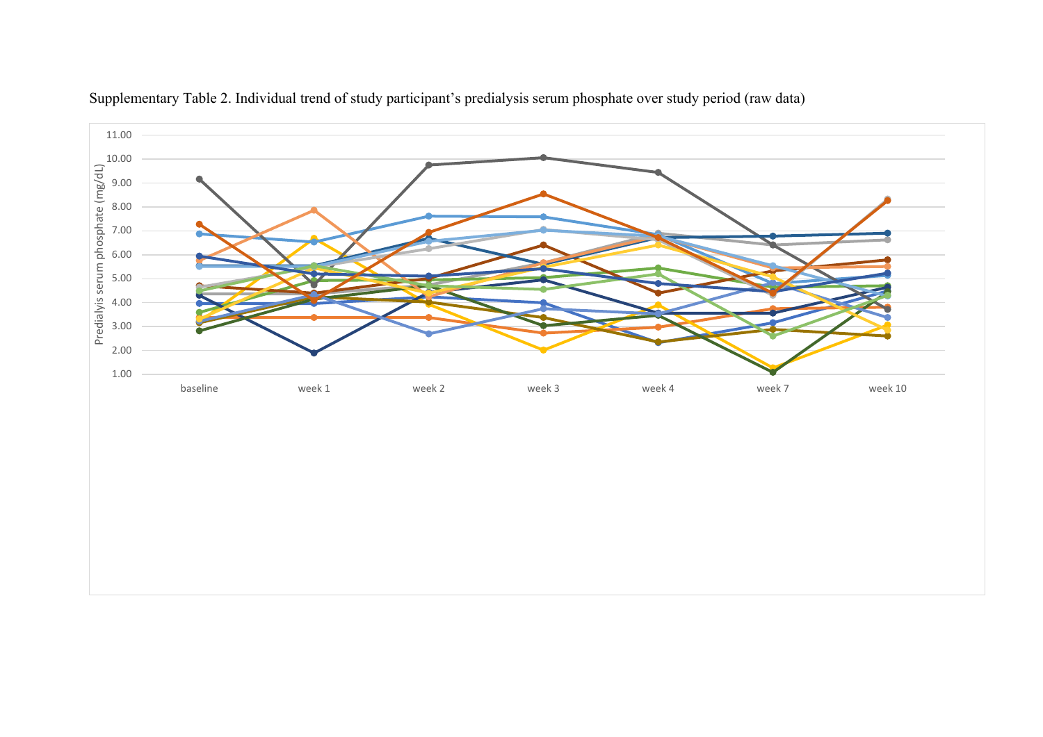Supplementary Table 2. Individual trend of study participant's predialysis serum phosphate over study period (raw data)

Predialyis serum phosphate (mg/dL)

11.00
10.00
9.00
8.00
7.00
6.00
5.00
4.00
3.00
2.00
1.00

baseline
week 1
week 2
week 3
week 4
week 7
week 10